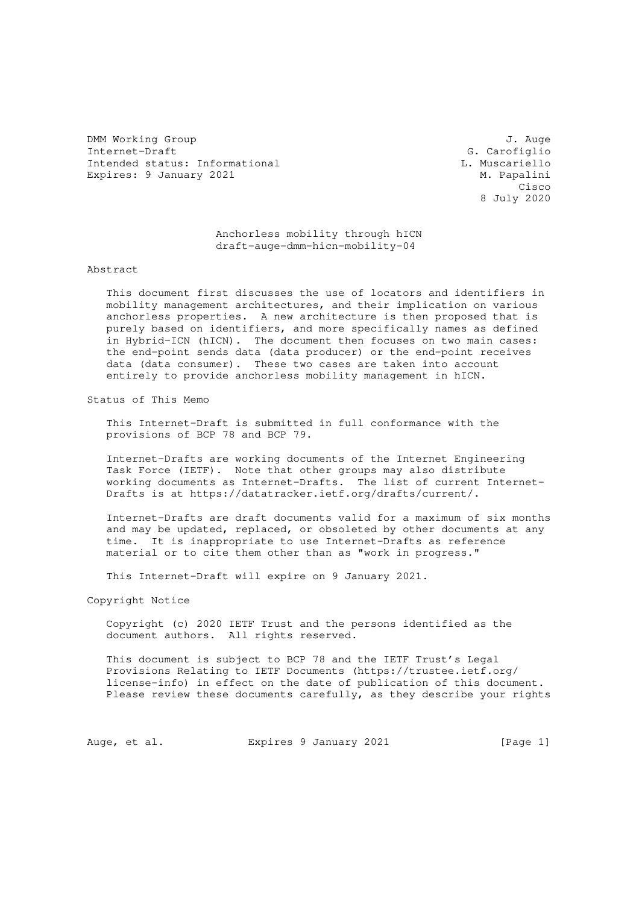DMM Working Group
Internet-Draft
Intended status: Informational
Expires: 9 January 2021

J. Auge
G. Carofiglio
L. Muscariello
M. Papalini
Cisco
8 July 2020

# Anchorless mobility through hICN
draft-auge-dmm-hicn-mobility-04

## Abstract

This document first discusses the use of locators and identifiers in mobility management architectures, and their implication on various anchorless properties. A new architecture is then proposed that is purely based on identifiers, and more specifically names as defined in Hybrid-ICN (hICN). The document then focuses on two main cases: the end-point sends data (data producer) or the end-point receives data (data consumer). These two cases are taken into account entirely to provide anchorless mobility management in hICN.

## Status of This Memo

This Internet-Draft is submitted in full conformance with the provisions of BCP 78 and BCP 79.

Internet-Drafts are working documents of the Internet Engineering Task Force (IETF). Note that other groups may also distribute working documents as Internet-Drafts. The list of current Internet-Drafts is at https://datatracker.ietf.org/drafts/current/.

Internet-Drafts are draft documents valid for a maximum of six months and may be updated, replaced, or obsoleted by other documents at any time. It is inappropriate to use Internet-Drafts as reference material or to cite them other than as "work in progress."

This Internet-Draft will expire on 9 January 2021.

## Copyright Notice

Copyright (c) 2020 IETF Trust and the persons identified as the document authors. All rights reserved.

This document is subject to BCP 78 and the IETF Trust's Legal Provisions Relating to IETF Documents (https://trustee.ietf.org/license-info) in effect on the date of publication of this document. Please review these documents carefully, as they describe your rights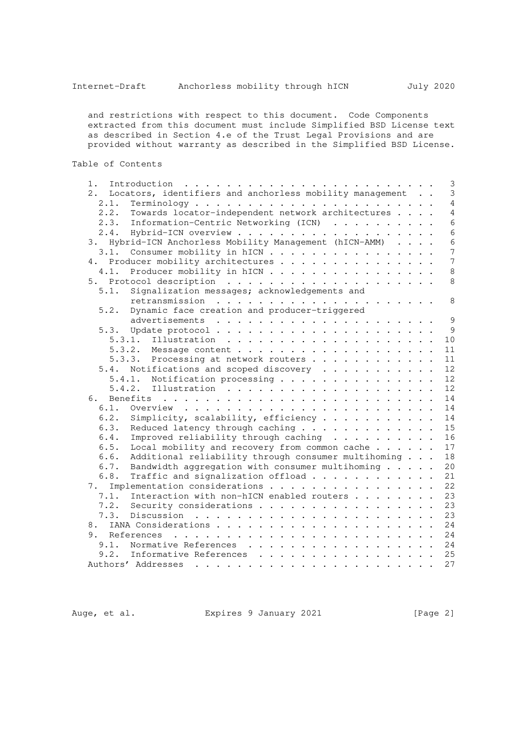and restrictions with respect to this document. Code Components extracted from this document must include Simplified BSD License text as described in Section 4.e of the Trust Legal Provisions and are provided without warranty as described in the Simplified BSD License.

## Table of Contents

```
   1.  Introduction  . . . . . . . . . . . . . . . . . . . . . . . .   3
   2.  Locators, identifiers and anchorless mobility management  . .   3
     2.1.  Terminology . . . . . . . . . . . . . . . . . . . . . . .   4
     2.2.  Towards locator-independent network architectures . . . .   4
     2.3.  Information-Centric Networking (ICN)  . . . . . . . . . .   6
     2.4.  Hybrid-ICN overview . . . . . . . . . . . . . . . . . . .   6
   3.  Hybrid-ICN Anchorless Mobility Management (hICN-AMM)  . . . .   6
     3.1.  Consumer mobility in hICN . . . . . . . . . . . . . . . .   7
   4.  Producer mobility architectures . . . . . . . . . . . . . . .   7
     4.1.  Producer mobility in hICN . . . . . . . . . . . . . . . .   8
   5.  Protocol description  . . . . . . . . . . . . . . . . . . . .   8
     5.1.  Signalization messages; acknowledgements and
           retransmission  . . . . . . . . . . . . . . . . . . . . .   8
     5.2.  Dynamic face creation and producer-triggered
           advertisements  . . . . . . . . . . . . . . . . . . . . .   9
     5.3.  Update protocol . . . . . . . . . . . . . . . . . . . . .   9
       5.3.1.  Illustration  . . . . . . . . . . . . . . . . . . . .  10
       5.3.2.  Message content . . . . . . . . . . . . . . . . . . .  11
       5.3.3.  Processing at network routers . . . . . . . . . . . .  11
     5.4.  Notifications and scoped discovery  . . . . . . . . . . .  12
       5.4.1.  Notification processing . . . . . . . . . . . . . . .  12
       5.4.2.  Illustration  . . . . . . . . . . . . . . . . . . . .  12
   6.  Benefits  . . . . . . . . . . . . . . . . . . . . . . . . . .  14
     6.1.  Overview  . . . . . . . . . . . . . . . . . . . . . . . .  14
     6.2.  Simplicity, scalability, efficiency . . . . . . . . . . .  14
     6.3.  Reduced latency through caching . . . . . . . . . . . . .  15
     6.4.  Improved reliability through caching  . . . . . . . . . .  16
     6.5.  Local mobility and recovery from common cache . . . . . .  17
     6.6.  Additional reliability through consumer multihoming . . .  18
     6.7.  Bandwidth aggregation with consumer multihoming . . . . .  20
     6.8.  Traffic and signalization offload . . . . . . . . . . . .  21
   7.  Implementation considerations . . . . . . . . . . . . . . . .  22
     7.1.  Interaction with non-hICN enabled routers . . . . . . . .  23
     7.2.  Security considerations . . . . . . . . . . . . . . . . .  23
     7.3.  Discussion  . . . . . . . . . . . . . . . . . . . . . . .  23
   8.  IANA Considerations . . . . . . . . . . . . . . . . . . . . .  24
   9.  References  . . . . . . . . . . . . . . . . . . . . . . . . .  24
     9.1.  Normative References  . . . . . . . . . . . . . . . . . .  24
     9.2.  Informative References  . . . . . . . . . . . . . . . . .  25
   Authors' Addresses  . . . . . . . . . . . . . . . . . . . . . . .  27
```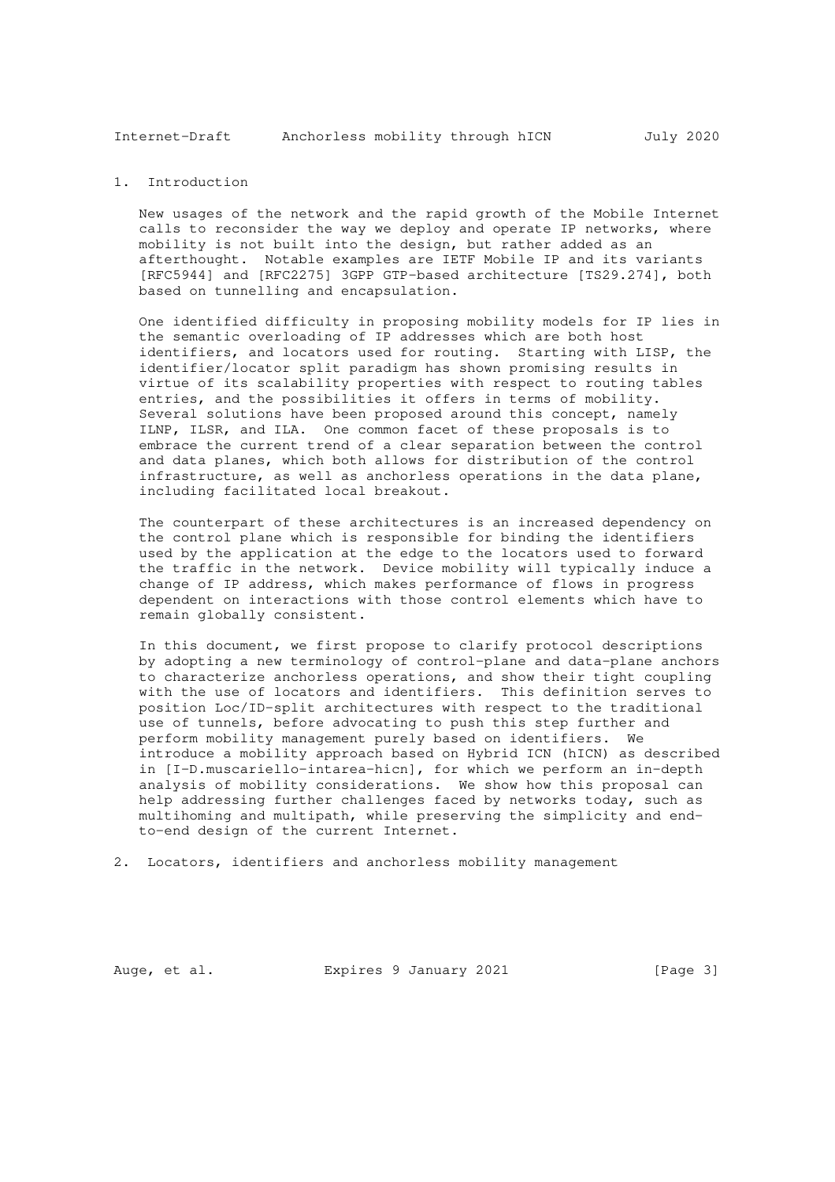# 1. Introduction

New usages of the network and the rapid growth of the Mobile Internet calls to reconsider the way we deploy and operate IP networks, where mobility is not built into the design, but rather added as an afterthought. Notable examples are IETF Mobile IP and its variants [RFC5944] and [RFC2275] 3GPP GTP-based architecture [TS29.274], both based on tunnelling and encapsulation.

One identified difficulty in proposing mobility models for IP lies in the semantic overloading of IP addresses which are both host identifiers, and locators used for routing. Starting with LISP, the identifier/locator split paradigm has shown promising results in virtue of its scalability properties with respect to routing tables entries, and the possibilities it offers in terms of mobility. Several solutions have been proposed around this concept, namely ILNP, ILSR, and ILA. One common facet of these proposals is to embrace the current trend of a clear separation between the control and data planes, which both allows for distribution of the control infrastructure, as well as anchorless operations in the data plane, including facilitated local breakout.

The counterpart of these architectures is an increased dependency on the control plane which is responsible for binding the identifiers used by the application at the edge to the locators used to forward the traffic in the network. Device mobility will typically induce a change of IP address, which makes performance of flows in progress dependent on interactions with those control elements which have to remain globally consistent.

In this document, we first propose to clarify protocol descriptions by adopting a new terminology of control-plane and data-plane anchors to characterize anchorless operations, and show their tight coupling with the use of locators and identifiers. This definition serves to position Loc/ID-split architectures with respect to the traditional use of tunnels, before advocating to push this step further and perform mobility management purely based on identifiers. We introduce a mobility approach based on Hybrid ICN (hICN) as described in [I-D.muscariello-intarea-hicn], for which we perform an in-depth analysis of mobility considerations. We show how this proposal can help addressing further challenges faced by networks today, such as multihoming and multipath, while preserving the simplicity and end-to-end design of the current Internet.

# 2. Locators, identifiers and anchorless mobility management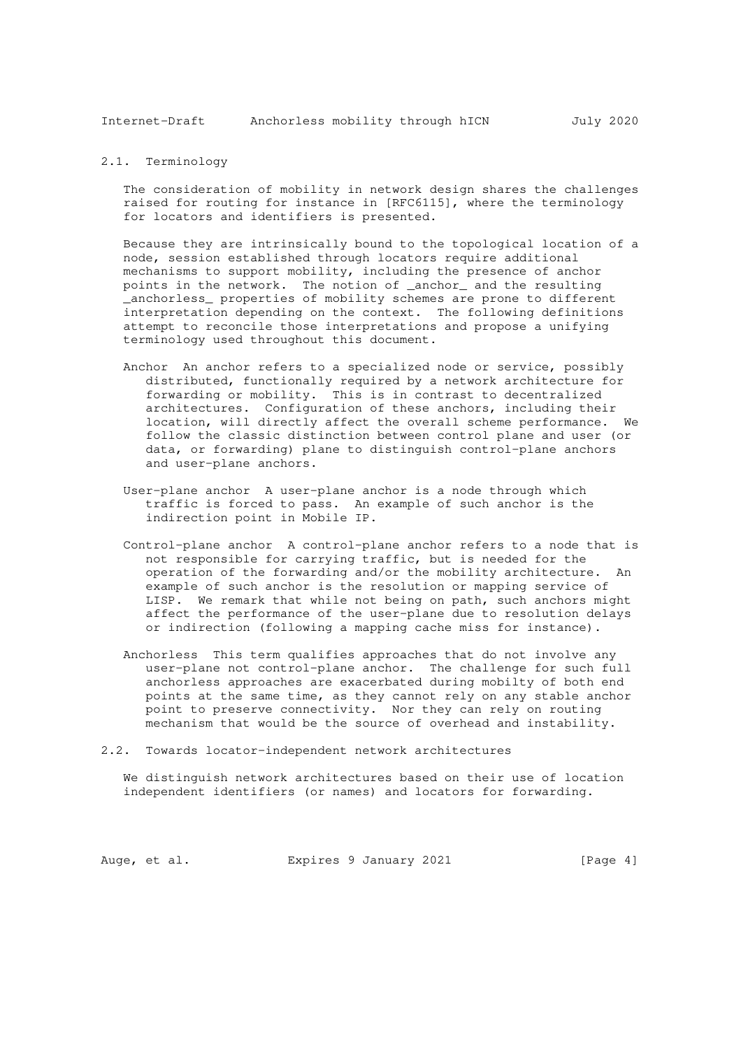### 2.1. Terminology

The consideration of mobility in network design shares the challenges raised for routing for instance in [RFC6115], where the terminology for locators and identifiers is presented.

Because they are intrinsically bound to the topological location of a node, session established through locators require additional mechanisms to support mobility, including the presence of anchor points in the network. The notion of _anchor_ and the resulting _anchorless_ properties of mobility schemes are prone to different interpretation depending on the context. The following definitions attempt to reconcile those interpretations and propose a unifying terminology used throughout this document.

Anchor  An anchor refers to a specialized node or service, possibly distributed, functionally required by a network architecture for forwarding or mobility. This is in contrast to decentralized architectures. Configuration of these anchors, including their location, will directly affect the overall scheme performance. We follow the classic distinction between control plane and user (or data, or forwarding) plane to distinguish control-plane anchors and user-plane anchors.

User-plane anchor  A user-plane anchor is a node through which traffic is forced to pass. An example of such anchor is the indirection point in Mobile IP.

Control-plane anchor  A control-plane anchor refers to a node that is not responsible for carrying traffic, but is needed for the operation of the forwarding and/or the mobility architecture. An example of such anchor is the resolution or mapping service of LISP. We remark that while not being on path, such anchors might affect the performance of the user-plane due to resolution delays or indirection (following a mapping cache miss for instance).

Anchorless  This term qualifies approaches that do not involve any user-plane not control-plane anchor. The challenge for such full anchorless approaches are exacerbated during mobilty of both end points at the same time, as they cannot rely on any stable anchor point to preserve connectivity. Nor they can rely on routing mechanism that would be the source of overhead and instability.

### 2.2. Towards locator-independent network architectures

We distinguish network architectures based on their use of location independent identifiers (or names) and locators for forwarding.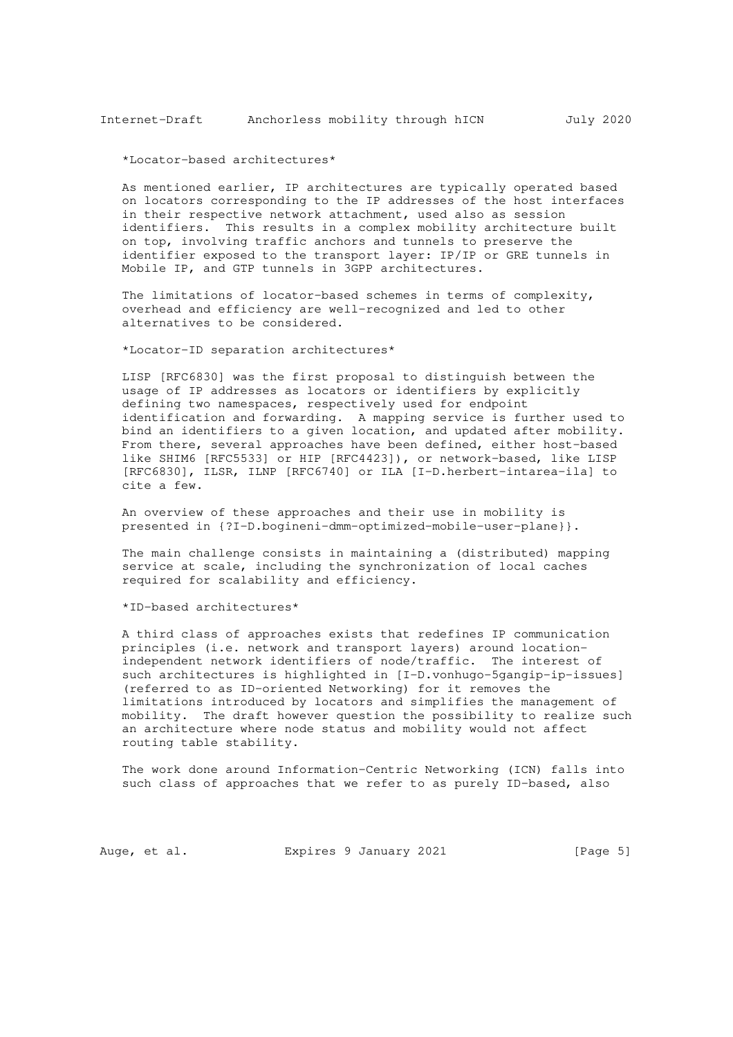*Locator-based architectures*

As mentioned earlier, IP architectures are typically operated based on locators corresponding to the IP addresses of the host interfaces in their respective network attachment, used also as session identifiers. This results in a complex mobility architecture built on top, involving traffic anchors and tunnels to preserve the identifier exposed to the transport layer: IP/IP or GRE tunnels in Mobile IP, and GTP tunnels in 3GPP architectures.

The limitations of locator-based schemes in terms of complexity, overhead and efficiency are well-recognized and led to other alternatives to be considered.

*Locator-ID separation architectures*

LISP [RFC6830] was the first proposal to distinguish between the usage of IP addresses as locators or identifiers by explicitly defining two namespaces, respectively used for endpoint identification and forwarding. A mapping service is further used to bind an identifiers to a given location, and updated after mobility. From there, several approaches have been defined, either host-based like SHIM6 [RFC5533] or HIP [RFC4423]), or network-based, like LISP [RFC6830], ILSR, ILNP [RFC6740] or ILA [I-D.herbert-intarea-ila] to cite a few.

An overview of these approaches and their use in mobility is presented in {?I-D.bogineni-dmm-optimized-mobile-user-plane}}.

The main challenge consists in maintaining a (distributed) mapping service at scale, including the synchronization of local caches required for scalability and efficiency.

*ID-based architectures*

A third class of approaches exists that redefines IP communication principles (i.e. network and transport layers) around location-independent network identifiers of node/traffic. The interest of such architectures is highlighted in [I-D.vonhugo-5gangip-ip-issues] (referred to as ID-oriented Networking) for it removes the limitations introduced by locators and simplifies the management of mobility. The draft however question the possibility to realize such an architecture where node status and mobility would not affect routing table stability.

The work done around Information-Centric Networking (ICN) falls into such class of approaches that we refer to as purely ID-based, also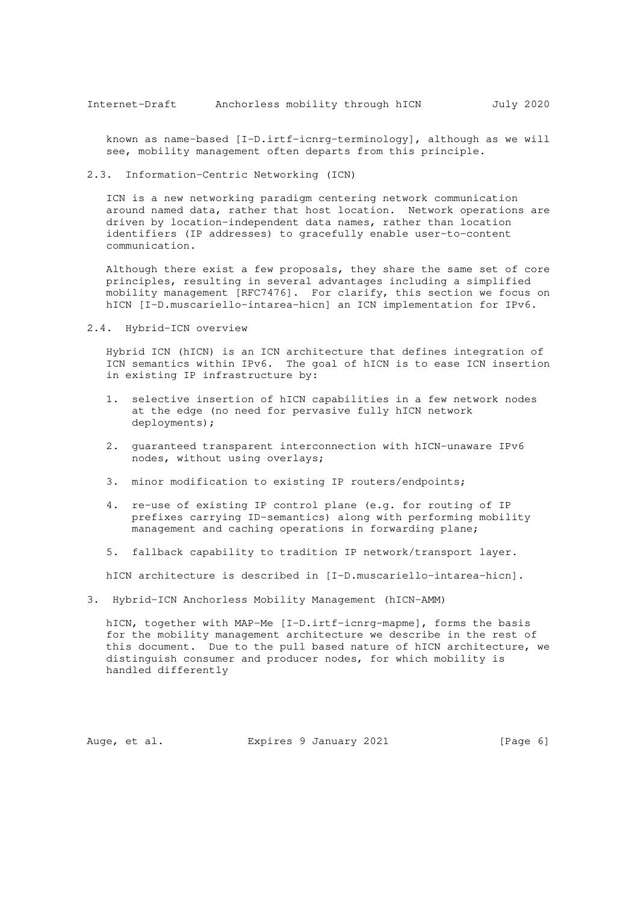known as name-based [I-D.irtf-icnrg-terminology], although as we will see, mobility management often departs from this principle.

### 2.3. Information-Centric Networking (ICN)

ICN is a new networking paradigm centering network communication around named data, rather that host location. Network operations are driven by location-independent data names, rather than location identifiers (IP addresses) to gracefully enable user-to-content communication.

Although there exist a few proposals, they share the same set of core principles, resulting in several advantages including a simplified mobility management [RFC7476]. For clarify, this section we focus on hICN [I-D.muscariello-intarea-hicn] an ICN implementation for IPv6.

### 2.4. Hybrid-ICN overview

Hybrid ICN (hICN) is an ICN architecture that defines integration of ICN semantics within IPv6. The goal of hICN is to ease ICN insertion in existing IP infrastructure by:

1. selective insertion of hICN capabilities in a few network nodes at the edge (no need for pervasive fully hICN network deployments);

2. guaranteed transparent interconnection with hICN-unaware IPv6 nodes, without using overlays;

3. minor modification to existing IP routers/endpoints;

4. re-use of existing IP control plane (e.g. for routing of IP prefixes carrying ID-semantics) along with performing mobility management and caching operations in forwarding plane;

5. fallback capability to tradition IP network/transport layer.

hICN architecture is described in [I-D.muscariello-intarea-hicn].

## 3. Hybrid-ICN Anchorless Mobility Management (hICN-AMM)

hICN, together with MAP-Me [I-D.irtf-icnrg-mapme], forms the basis for the mobility management architecture we describe in the rest of this document. Due to the pull based nature of hICN architecture, we distinguish consumer and producer nodes, for which mobility is handled differently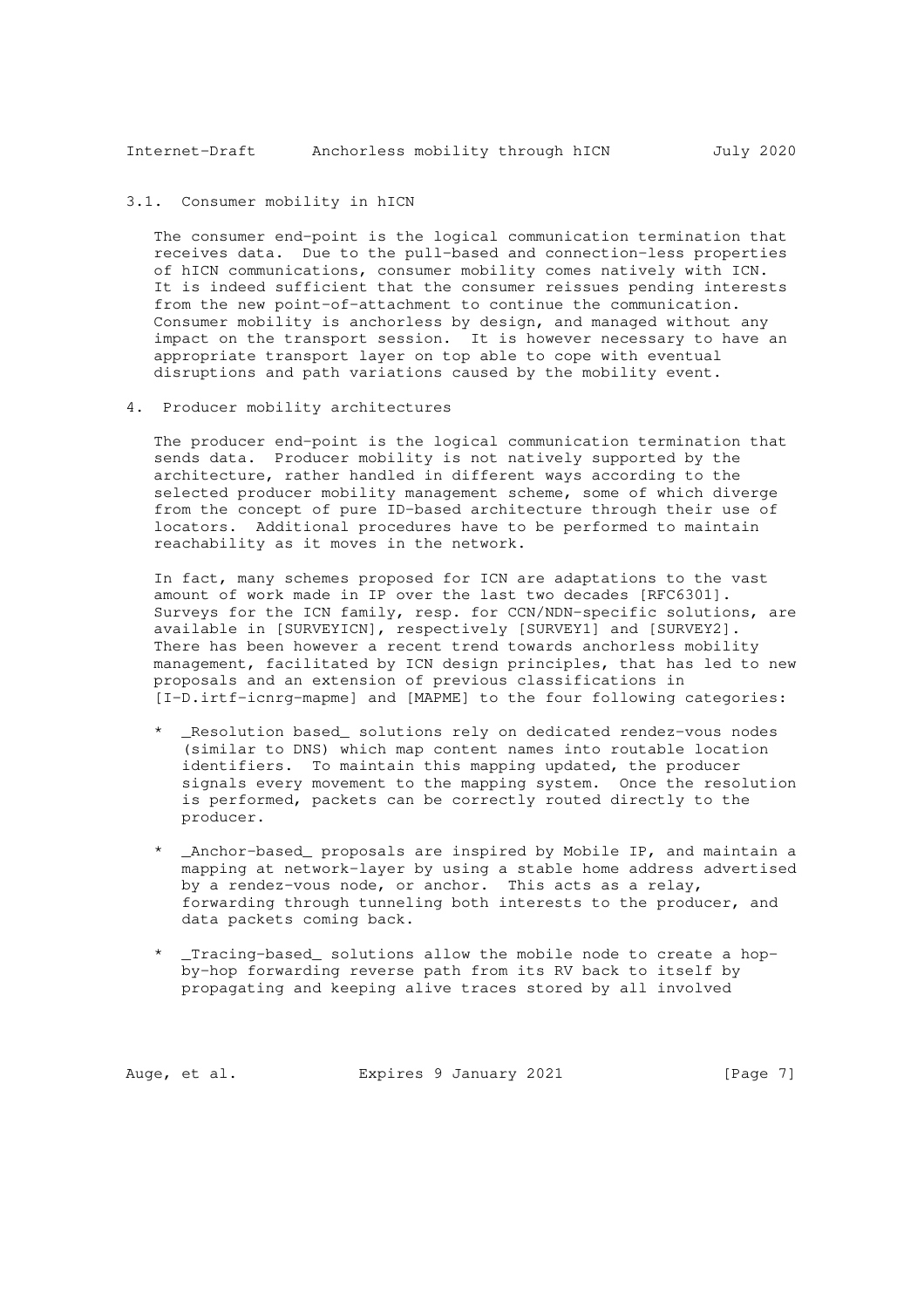### 3.1. Consumer mobility in hICN

The consumer end-point is the logical communication termination that receives data. Due to the pull-based and connection-less properties of hICN communications, consumer mobility comes natively with ICN. It is indeed sufficient that the consumer reissues pending interests from the new point-of-attachment to continue the communication. Consumer mobility is anchorless by design, and managed without any impact on the transport session. It is however necessary to have an appropriate transport layer on top able to cope with eventual disruptions and path variations caused by the mobility event.

## 4. Producer mobility architectures

The producer end-point is the logical communication termination that sends data. Producer mobility is not natively supported by the architecture, rather handled in different ways according to the selected producer mobility management scheme, some of which diverge from the concept of pure ID-based architecture through their use of locators. Additional procedures have to be performed to maintain reachability as it moves in the network.

In fact, many schemes proposed for ICN are adaptations to the vast amount of work made in IP over the last two decades [RFC6301]. Surveys for the ICN family, resp. for CCN/NDN-specific solutions, are available in [SURVEYICN], respectively [SURVEY1] and [SURVEY2]. There has been however a recent trend towards anchorless mobility management, facilitated by ICN design principles, that has led to new proposals and an extension of previous classifications in [I-D.irtf-icnrg-mapme] and [MAPME] to the four following categories:

* _Resolution based_ solutions rely on dedicated rendez-vous nodes (similar to DNS) which map content names into routable location identifiers. To maintain this mapping updated, the producer signals every movement to the mapping system. Once the resolution is performed, packets can be correctly routed directly to the producer.

* _Anchor-based_ proposals are inspired by Mobile IP, and maintain a mapping at network-layer by using a stable home address advertised by a rendez-vous node, or anchor. This acts as a relay, forwarding through tunneling both interests to the producer, and data packets coming back.

* _Tracing-based_ solutions allow the mobile node to create a hop-by-hop forwarding reverse path from its RV back to itself by propagating and keeping alive traces stored by all involved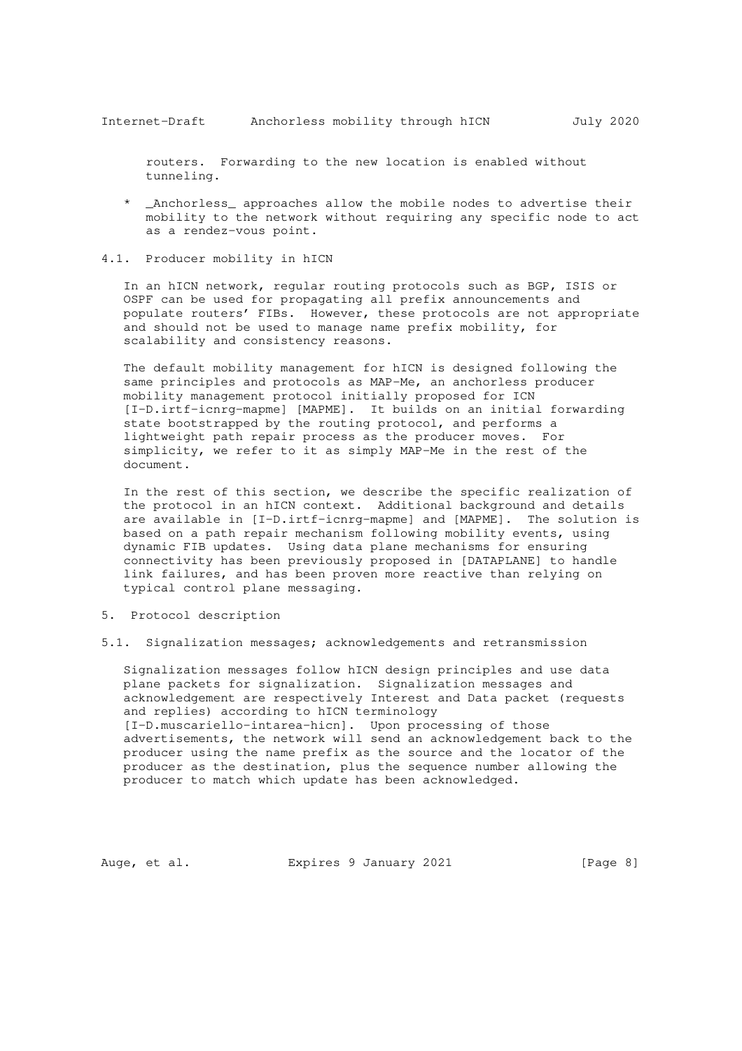routers. Forwarding to the new location is enabled without tunneling.

* _Anchorless_ approaches allow the mobile nodes to advertise their mobility to the network without requiring any specific node to act as a rendez-vous point.

### 4.1. Producer mobility in hICN

In an hICN network, regular routing protocols such as BGP, ISIS or OSPF can be used for propagating all prefix announcements and populate routers' FIBs. However, these protocols are not appropriate and should not be used to manage name prefix mobility, for scalability and consistency reasons.

The default mobility management for hICN is designed following the same principles and protocols as MAP-Me, an anchorless producer mobility management protocol initially proposed for ICN [I-D.irtf-icnrg-mapme] [MAPME]. It builds on an initial forwarding state bootstrapped by the routing protocol, and performs a lightweight path repair process as the producer moves. For simplicity, we refer to it as simply MAP-Me in the rest of the document.

In the rest of this section, we describe the specific realization of the protocol in an hICN context. Additional background and details are available in [I-D.irtf-icnrg-mapme] and [MAPME]. The solution is based on a path repair mechanism following mobility events, using dynamic FIB updates. Using data plane mechanisms for ensuring connectivity has been previously proposed in [DATAPLANE] to handle link failures, and has been proven more reactive than relying on typical control plane messaging.

## 5. Protocol description

### 5.1. Signalization messages; acknowledgements and retransmission

Signalization messages follow hICN design principles and use data plane packets for signalization. Signalization messages and acknowledgement are respectively Interest and Data packet (requests and replies) according to hICN terminology [I-D.muscariello-intarea-hicn]. Upon processing of those advertisements, the network will send an acknowledgement back to the producer using the name prefix as the source and the locator of the producer as the destination, plus the sequence number allowing the producer to match which update has been acknowledged.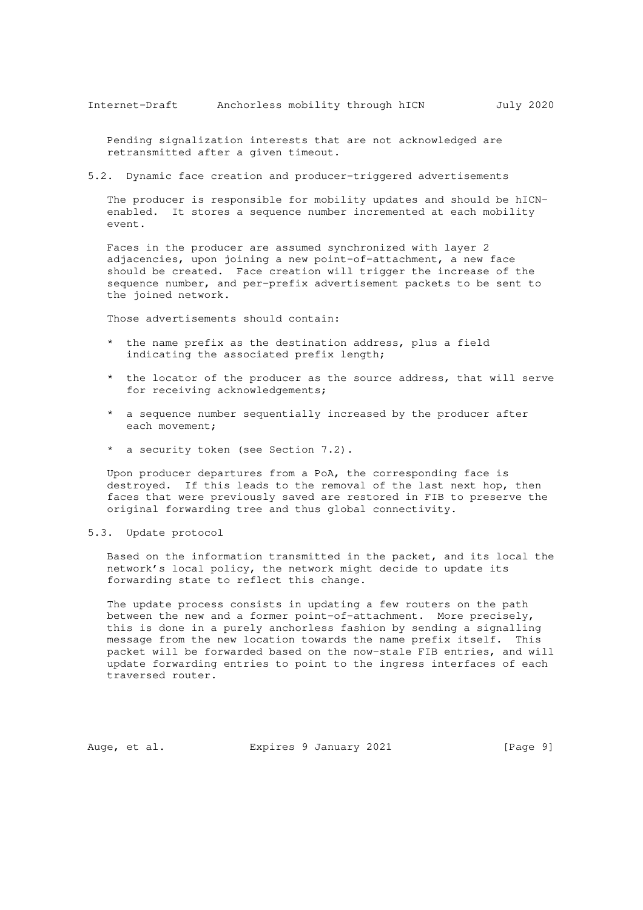Pending signalization interests that are not acknowledged are retransmitted after a given timeout.

## 5.2. Dynamic face creation and producer-triggered advertisements

The producer is responsible for mobility updates and should be hICN-enabled. It stores a sequence number incremented at each mobility event.

Faces in the producer are assumed synchronized with layer 2 adjacencies, upon joining a new point-of-attachment, a new face should be created. Face creation will trigger the increase of the sequence number, and per-prefix advertisement packets to be sent to the joined network.

Those advertisements should contain:

* the name prefix as the destination address, plus a field indicating the associated prefix length;
* the locator of the producer as the source address, that will serve for receiving acknowledgements;
* a sequence number sequentially increased by the producer after each movement;
* a security token (see Section 7.2).

Upon producer departures from a PoA, the corresponding face is destroyed. If this leads to the removal of the last next hop, then faces that were previously saved are restored in FIB to preserve the original forwarding tree and thus global connectivity.

## 5.3. Update protocol

Based on the information transmitted in the packet, and its local the network's local policy, the network might decide to update its forwarding state to reflect this change.

The update process consists in updating a few routers on the path between the new and a former point-of-attachment. More precisely, this is done in a purely anchorless fashion by sending a signalling message from the new location towards the name prefix itself. This packet will be forwarded based on the now-stale FIB entries, and will update forwarding entries to point to the ingress interfaces of each traversed router.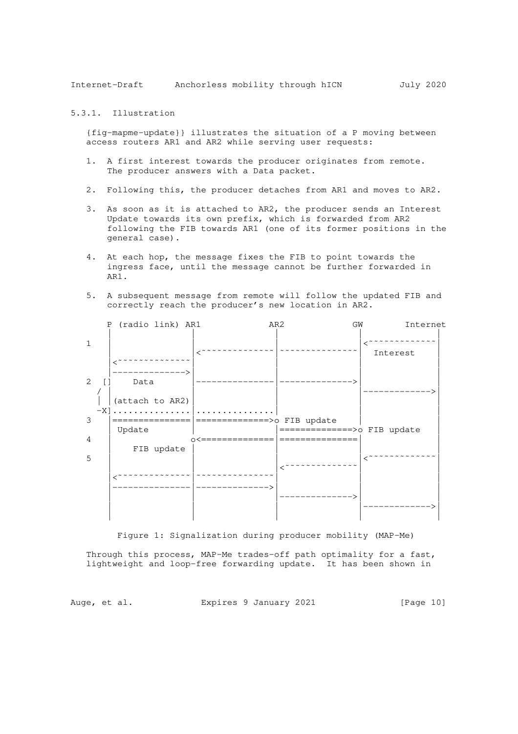### 5.3.1. Illustration

{fig-mapme-update}} illustrates the situation of a P moving between access routers AR1 and AR2 while serving user requests:

1. A first interest towards the producer originates from remote. The producer answers with a Data packet.
2. Following this, the producer detaches from AR1 and moves to AR2.
3. As soon as it is attached to AR2, the producer sends an Interest Update towards its own prefix, which is forwarded from AR2 following the FIB towards AR1 (one of its former positions in the general case).
4. At each hop, the message fixes the FIB to point towards the ingress face, until the message cannot be further forwarded in AR1.
5. A subsequent message from remote will follow the updated FIB and correctly reach the producer's new location in AR2.

```
     P  (radio link) AR1             AR2              GW        Internet
     |               |               |               |               |
 1   |               |               |               |<~~~~~~~~~~~~~~|
     |               |<~~~~~~~~~~~~~~|~~~~~~~~~~~~~~~|   Interest    |
     |<~~~~~~~~~~~~~~|               |               |               |
     |-------------->|               |               |               |
 2  []    Data       |---------------|-------------->|               |
    /                |               |               |-------------->|
   | |(attach to AR2)|               |               |               |
   -X]...............|...............|               |               |
 3   |===============|==============>o FIB update    |               |
     | Update        |               |==============>o FIB update    |
 4   |               o<==============|===============|               |
     |    FIB update |               |               |               |
 5   |               |               |               |<~~~~~~~~~~~~~~|
     |               |               |<~~~~~~~~~~~~~~|               |
     |<~~~~~~~~~~~~~~|~~~~~~~~~~~~~~~|               |               |
     |---------------|-------------->|               |               |
     |               |               |-------------->|               |
     |               |               |               |-------------->|
     |               |               |               |               |
```

Figure 1: Signalization during producer mobility (MAP-Me)

Through this process, MAP-Me trades-off path optimality for a fast, lightweight and loop-free forwarding update. It has been shown in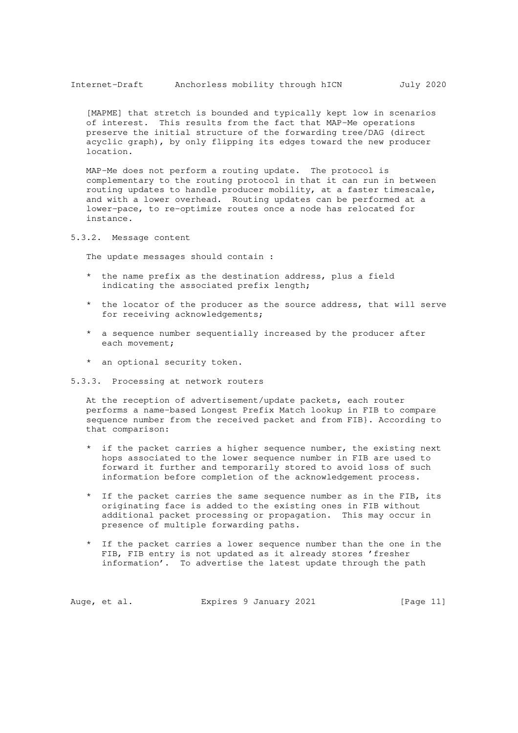[MAPME] that stretch is bounded and typically kept low in scenarios of interest. This results from the fact that MAP-Me operations preserve the initial structure of the forwarding tree/DAG (direct acyclic graph), by only flipping its edges toward the new producer location.

MAP-Me does not perform a routing update. The protocol is complementary to the routing protocol in that it can run in between routing updates to handle producer mobility, at a faster timescale, and with a lower overhead. Routing updates can be performed at a lower-pace, to re-optimize routes once a node has relocated for instance.

### 5.3.2. Message content

The update messages should contain :

* the name prefix as the destination address, plus a field indicating the associated prefix length;
* the locator of the producer as the source address, that will serve for receiving acknowledgements;
* a sequence number sequentially increased by the producer after each movement;
* an optional security token.

### 5.3.3. Processing at network routers

At the reception of advertisement/update packets, each router performs a name-based Longest Prefix Match lookup in FIB to compare sequence number from the received packet and from FIB}. According to that comparison:

* if the packet carries a higher sequence number, the existing next hops associated to the lower sequence number in FIB are used to forward it further and temporarily stored to avoid loss of such information before completion of the acknowledgement process.
* If the packet carries the same sequence number as in the FIB, its originating face is added to the existing ones in FIB without additional packet processing or propagation. This may occur in presence of multiple forwarding paths.
* If the packet carries a lower sequence number than the one in the FIB, FIB entry is not updated as it already stores 'fresher information'. To advertise the latest update through the path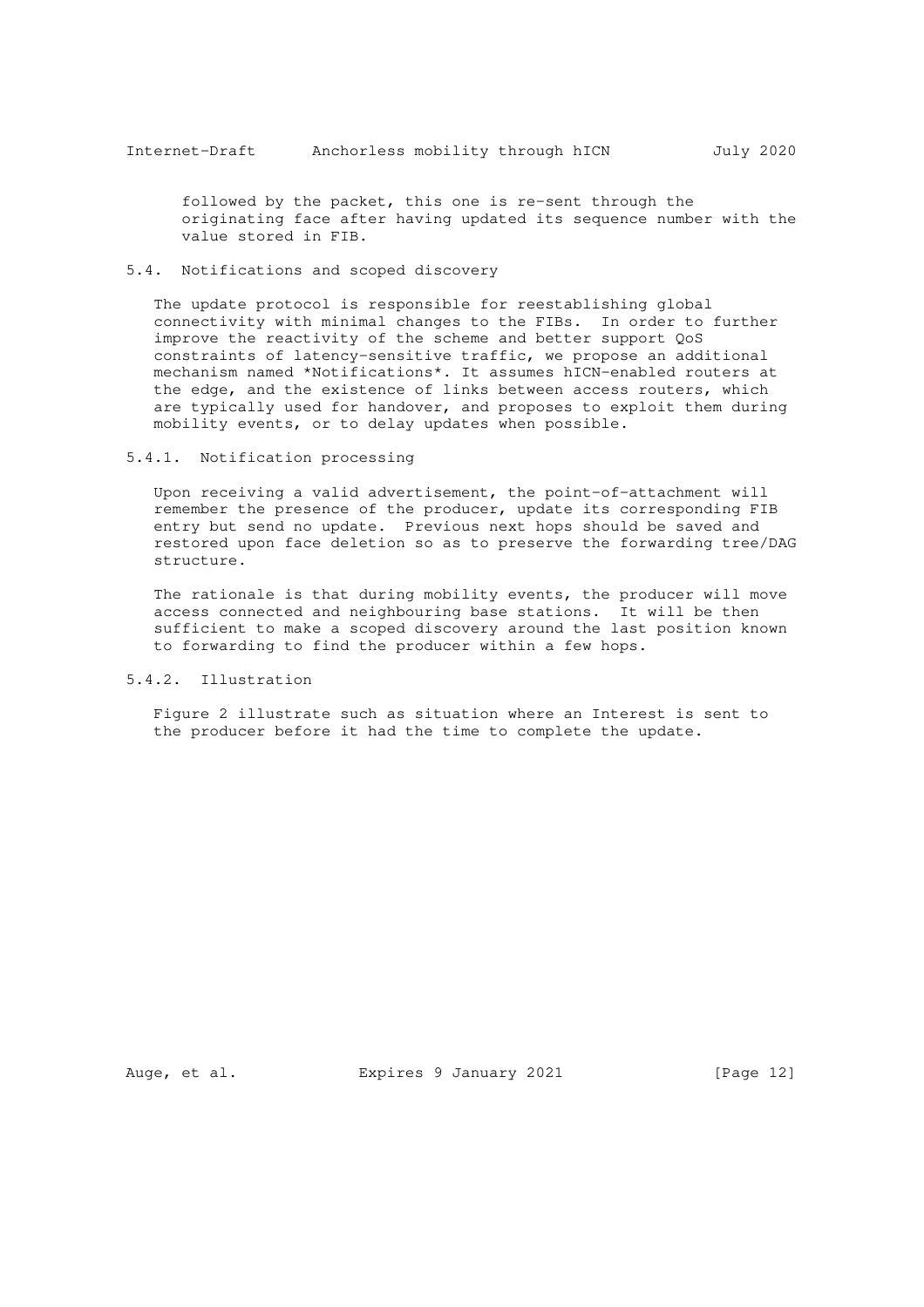followed by the packet, this one is re-sent through the originating face after having updated its sequence number with the value stored in FIB.

### 5.4. Notifications and scoped discovery

The update protocol is responsible for reestablishing global connectivity with minimal changes to the FIBs. In order to further improve the reactivity of the scheme and better support QoS constraints of latency-sensitive traffic, we propose an additional mechanism named *Notifications*. It assumes hICN-enabled routers at the edge, and the existence of links between access routers, which are typically used for handover, and proposes to exploit them during mobility events, or to delay updates when possible.

#### 5.4.1. Notification processing

Upon receiving a valid advertisement, the point-of-attachment will remember the presence of the producer, update its corresponding FIB entry but send no update. Previous next hops should be saved and restored upon face deletion so as to preserve the forwarding tree/DAG structure.

The rationale is that during mobility events, the producer will move access connected and neighbouring base stations. It will be then sufficient to make a scoped discovery around the last position known to forwarding to find the producer within a few hops.

#### 5.4.2. Illustration

Figure 2 illustrate such as situation where an Interest is sent to the producer before it had the time to complete the update.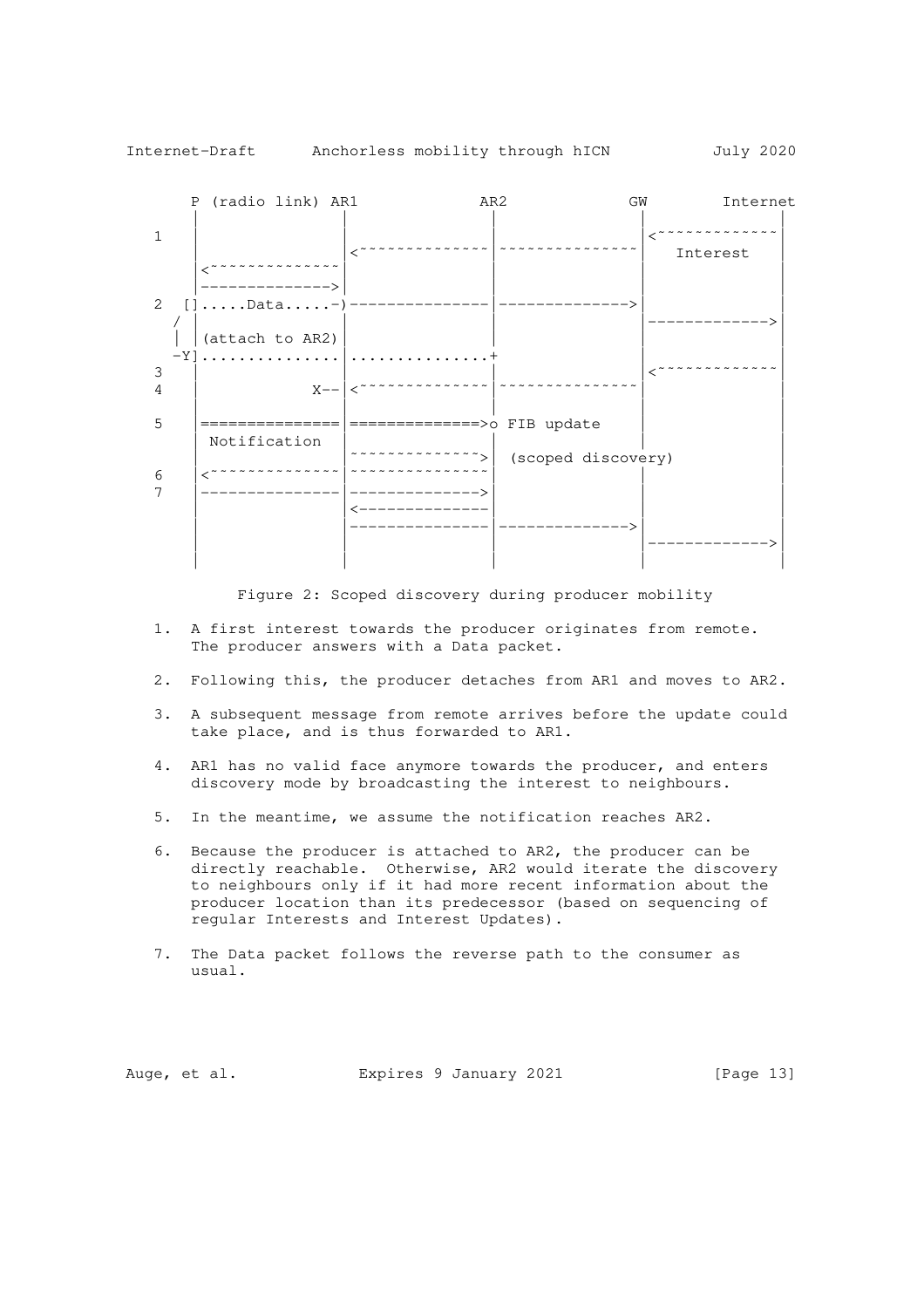```
      P (radio link) AR1             AR2             GW        Internet
      |                 |              |               |             |
  1   |                 |              |               |<~~~~~~~~~~~~~|
      |                 |<~~~~~~~~~~~~~~|~~~~~~~~~~~~~~~|   Interest  |
      |<~~~~~~~~~~~~~~  |              |               |             |
      |-------------->  |              |               |             |
  2  []......Data.....-)---------------|-------------->|             |
    /                   |              |               |------------>|
   |  |(attach to AR2)  |              |               |             |
   -Y]................  |...............+              |             |
  3   |                 |              |               |<~~~~~~~~~~~~~|
  4   |              X--|<~~~~~~~~~~~~~~|~~~~~~~~~~~~~~~|             |
      |                 |              |               |             |
  5   |=================|==============>o FIB update    |             |
      |  Notification   |              |               |             |
      |                 |~~~~~~~~~~~~~~>|  (scoped discovery)         |
  6   |<~~~~~~~~~~~~~~~~|~~~~~~~~~~~~~~~|               |             |
  7   |-----------------|-------------->|               |             |
      |                 |<--------------|               |             |
      |                 |--------------|-------------->|             |
      |                 |              |               |------------>|
      |                 |              |               |             |
```

Figure 2: Scoped discovery during producer mobility

1. A first interest towards the producer originates from remote. The producer answers with a Data packet.

2. Following this, the producer detaches from AR1 and moves to AR2.

3. A subsequent message from remote arrives before the update could take place, and is thus forwarded to AR1.

4. AR1 has no valid face anymore towards the producer, and enters discovery mode by broadcasting the interest to neighbours.

5. In the meantime, we assume the notification reaches AR2.

6. Because the producer is attached to AR2, the producer can be directly reachable. Otherwise, AR2 would iterate the discovery to neighbours only if it had more recent information about the producer location than its predecessor (based on sequencing of regular Interests and Interest Updates).

7. The Data packet follows the reverse path to the consumer as usual.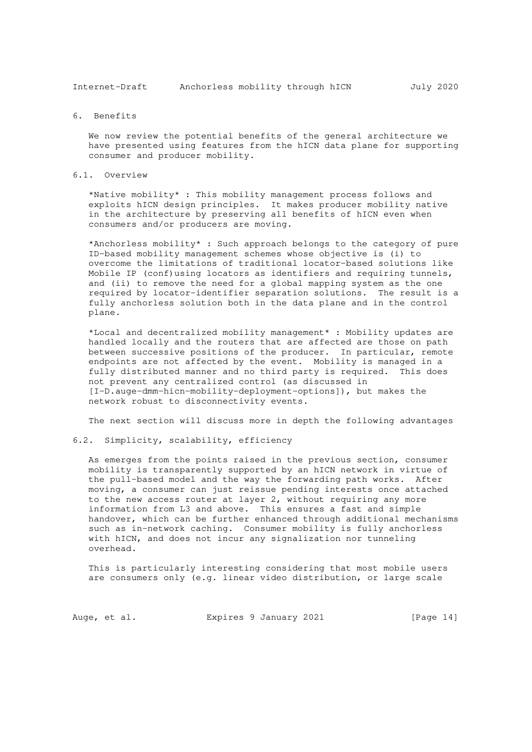## 6. Benefits

We now review the potential benefits of the general architecture we have presented using features from the hICN data plane for supporting consumer and producer mobility.

### 6.1. Overview

*Native mobility* : This mobility management process follows and exploits hICN design principles. It makes producer mobility native in the architecture by preserving all benefits of hICN even when consumers and/or producers are moving.

*Anchorless mobility* : Such approach belongs to the category of pure ID-based mobility management schemes whose objective is (i) to overcome the limitations of traditional locator-based solutions like Mobile IP (conf)using locators as identifiers and requiring tunnels, and (ii) to remove the need for a global mapping system as the one required by locator-identifier separation solutions. The result is a fully anchorless solution both in the data plane and in the control plane.

*Local and decentralized mobility management* : Mobility updates are handled locally and the routers that are affected are those on path between successive positions of the producer. In particular, remote endpoints are not affected by the event. Mobility is managed in a fully distributed manner and no third party is required. This does not prevent any centralized control (as discussed in [I-D.auge-dmm-hicn-mobility-deployment-options]), but makes the network robust to disconnectivity events.

The next section will discuss more in depth the following advantages

### 6.2. Simplicity, scalability, efficiency

As emerges from the points raised in the previous section, consumer mobility is transparently supported by an hICN network in virtue of the pull-based model and the way the forwarding path works. After moving, a consumer can just reissue pending interests once attached to the new access router at layer 2, without requiring any more information from L3 and above. This ensures a fast and simple handover, which can be further enhanced through additional mechanisms such as in-network caching. Consumer mobility is fully anchorless with hICN, and does not incur any signalization nor tunneling overhead.

This is particularly interesting considering that most mobile users are consumers only (e.g. linear video distribution, or large scale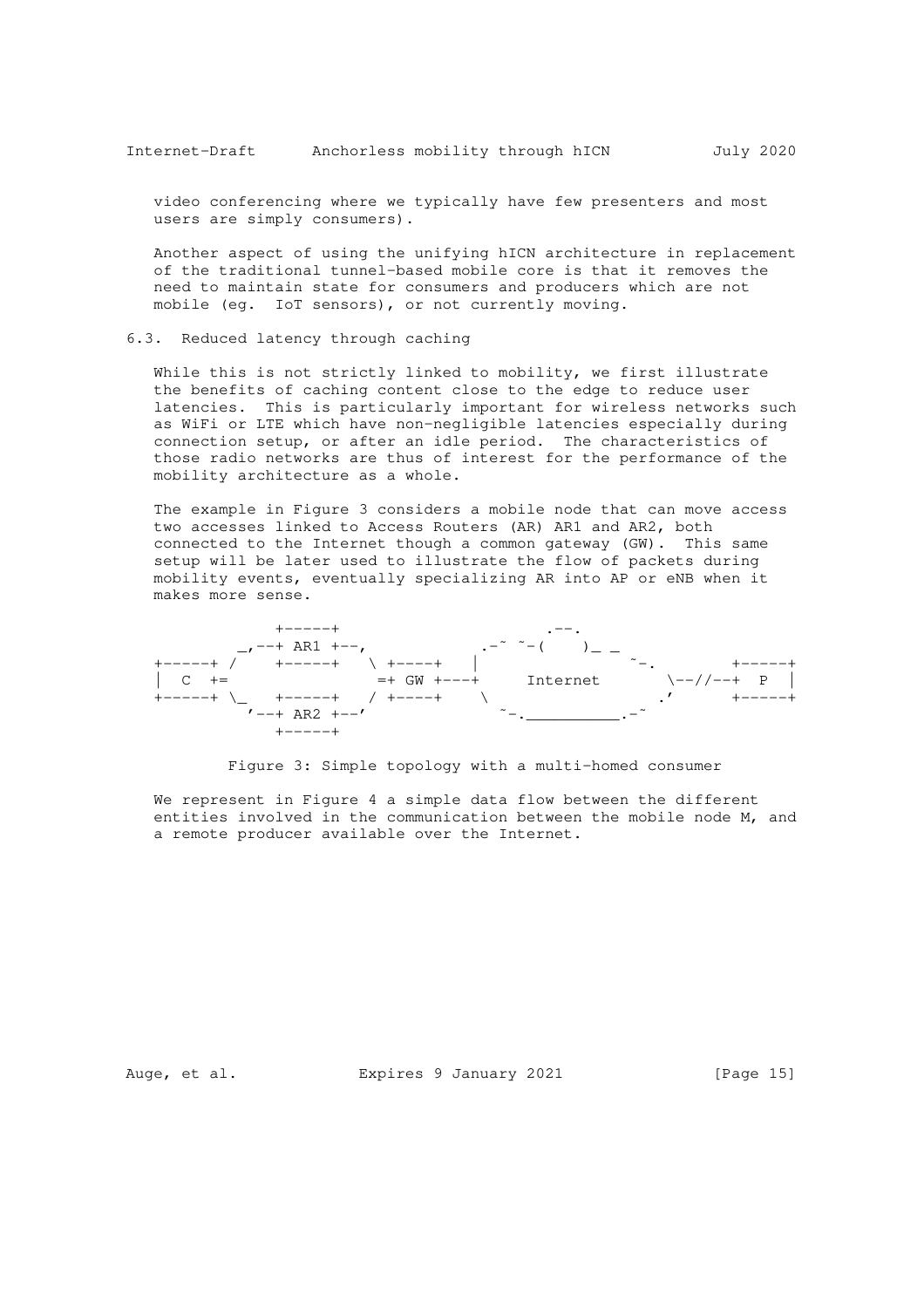video conferencing where we typically have few presenters and most users are simply consumers).

Another aspect of using the unifying hICN architecture in replacement of the traditional tunnel-based mobile core is that it removes the need to maintain state for consumers and producers which are not mobile (eg. IoT sensors), or not currently moving.

### 6.3. Reduced latency through caching

While this is not strictly linked to mobility, we first illustrate the benefits of caching content close to the edge to reduce user latencies. This is particularly important for wireless networks such as WiFi or LTE which have non-negligible latencies especially during connection setup, or after an idle period. The characteristics of those radio networks are thus of interest for the performance of the mobility architecture as a whole.

The example in Figure 3 considers a mobile node that can move access two accesses linked to Access Routers (AR) AR1 and AR2, both connected to the Internet though a common gateway (GW). This same setup will be later used to illustrate the flow of packets during mobility events, eventually specializing AR into AP or eNB when it makes more sense.

```
           +-----+                       .--.
         _,--+ AR1 +--,             .-~ ~-(    )_ _
+-----+ /    +-----+   \ +----+    |              ~-.        +-----+
|  C  +=               =+ GW +---+     Internet      \--//--+  P  |
+-----+ \_   +-----+   / +----+    \                  .'      +-----+
          '--+ AR2 +--'              ~-.___________.-~
           +-----+
```

Figure 3: Simple topology with a multi-homed consumer

We represent in Figure 4 a simple data flow between the different entities involved in the communication between the mobile node M, and a remote producer available over the Internet.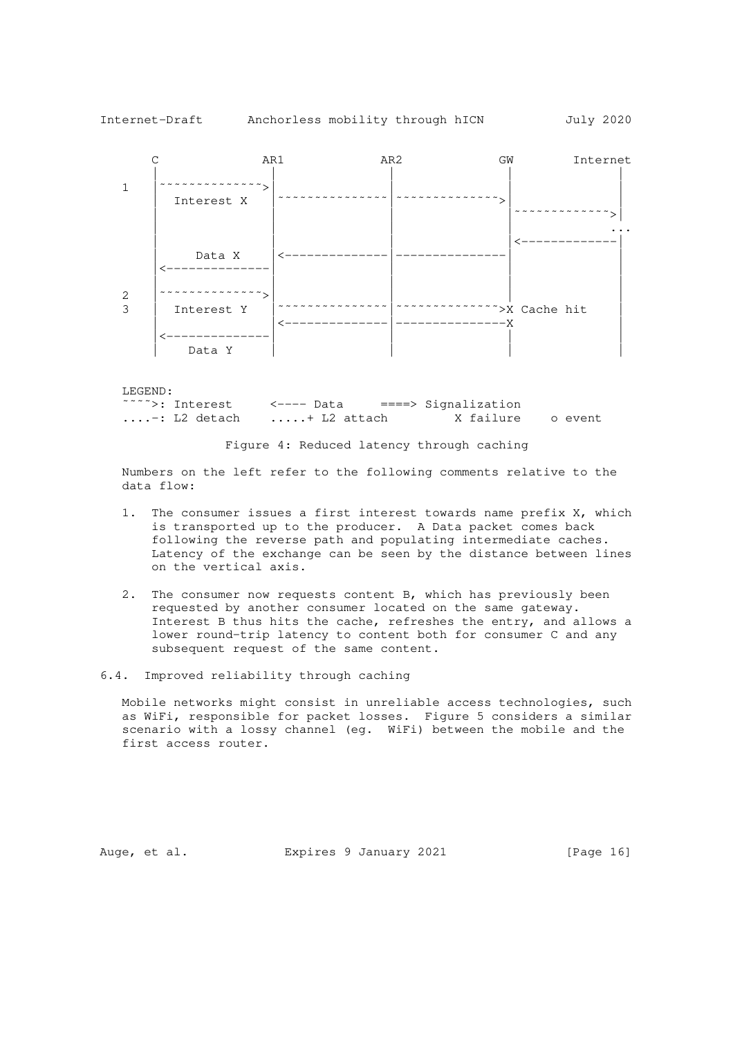```
       C             AR1            AR2            GW        Internet
       |              |              |              |              |
   1   |~~~~~~~~~~~~~>|              |              |              |
       |  Interest X  |~~~~~~~~~~~~~~|~~~~~~~~~~~~~>|              |
       |              |              |              |~~~~~~~~~~~~~>|
       |              |              |              |              ...
       |              |              |              |<-------------|
       |     Data X   |<-------------|--------------|              |
       |<-------------|              |              |              |
       |              |              |              |              |
   2   |~~~~~~~~~~~~~>|              |              |              |
   3   |  Interest Y  |~~~~~~~~~~~~~~|~~~~~~~~~~~~~>X Cache hit    |
       |              |<-------------|--------------X              |
       |<-------------|              |              |              |
       |    Data Y    |              |              |              |

   LEGEND:
   ~~~~>: Interest     <---- Data     ====> Signalization
   ....-: L2 detach    .....+ L2 attach        X failure    o event
```

Figure 4: Reduced latency through caching

Numbers on the left refer to the following comments relative to the data flow:

1. The consumer issues a first interest towards name prefix X, which is transported up to the producer. A Data packet comes back following the reverse path and populating intermediate caches. Latency of the exchange can be seen by the distance between lines on the vertical axis.

2. The consumer now requests content B, which has previously been requested by another consumer located on the same gateway. Interest B thus hits the cache, refreshes the entry, and allows a lower round-trip latency to content both for consumer C and any subsequent request of the same content.

### 6.4. Improved reliability through caching

Mobile networks might consist in unreliable access technologies, such as WiFi, responsible for packet losses. Figure 5 considers a similar scenario with a lossy channel (eg. WiFi) between the mobile and the first access router.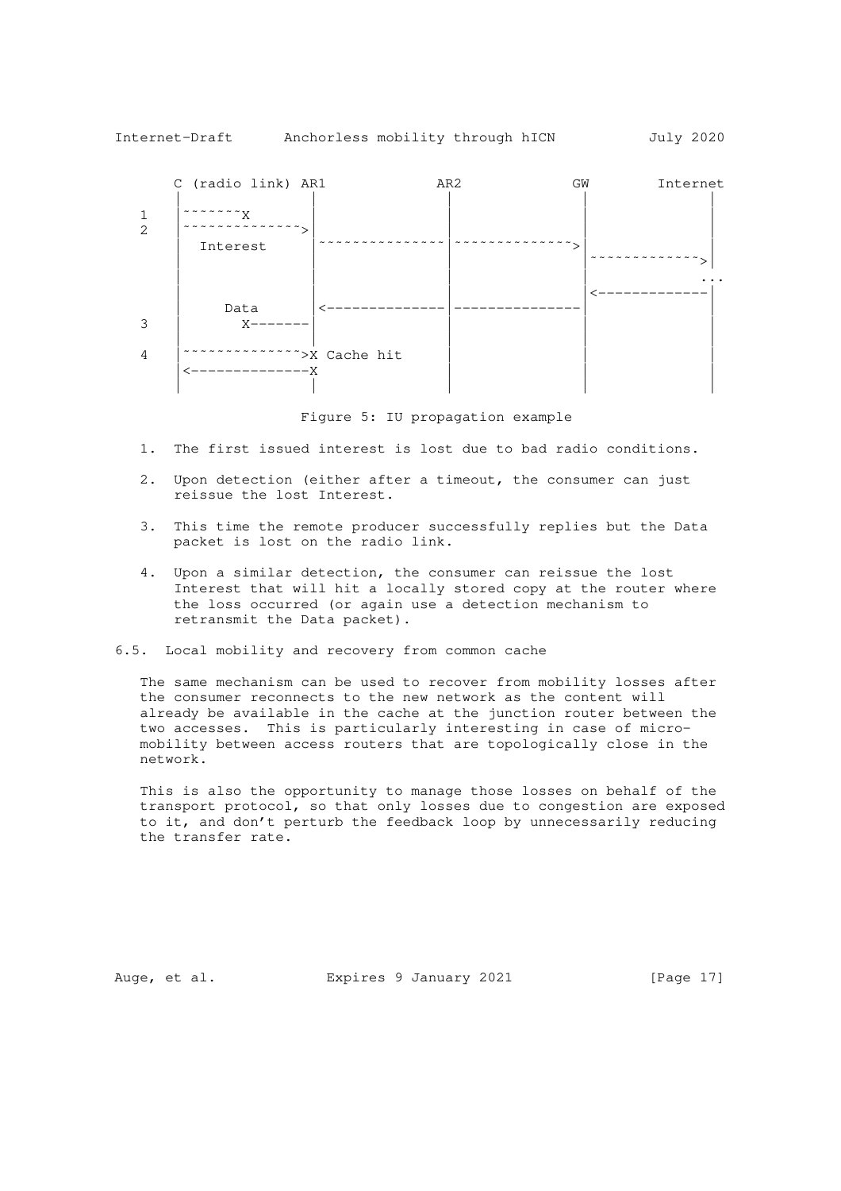```
       C (radio link) AR1             AR2             GW        Internet
       |               |               |               |               |
   1   |~~~~~~~X       |               |               |               |
   2   |~~~~~~~~~~~~~~>|               |               |               |
       |  Interest     |~~~~~~~~~~~~~~~|~~~~~~~~~~~~~~>|               |
       |               |               |               |~~~~~~~~~~~~~~>|
       |               |               |               |            ...
       |               |               |               |<--------------|
       |     Data      |<--------------|---------------|               |
   3   |        X------|               |               |               |
       |               |               |               |               |
   4   |~~~~~~~~~~~~~~>X Cache hit     |               |               |
       |<--------------X               |               |               |
       |               |               |               |               |
```

Figure 5: IU propagation example

1. The first issued interest is lost due to bad radio conditions.

2. Upon detection (either after a timeout, the consumer can just reissue the lost Interest.

3. This time the remote producer successfully replies but the Data packet is lost on the radio link.

4. Upon a similar detection, the consumer can reissue the lost Interest that will hit a locally stored copy at the router where the loss occurred (or again use a detection mechanism to retransmit the Data packet).

## 6.5. Local mobility and recovery from common cache

The same mechanism can be used to recover from mobility losses after the consumer reconnects to the new network as the content will already be available in the cache at the junction router between the two accesses. This is particularly interesting in case of micro-mobility between access routers that are topologically close in the network.

This is also the opportunity to manage those losses on behalf of the transport protocol, so that only losses due to congestion are exposed to it, and don't perturb the feedback loop by unnecessarily reducing the transfer rate.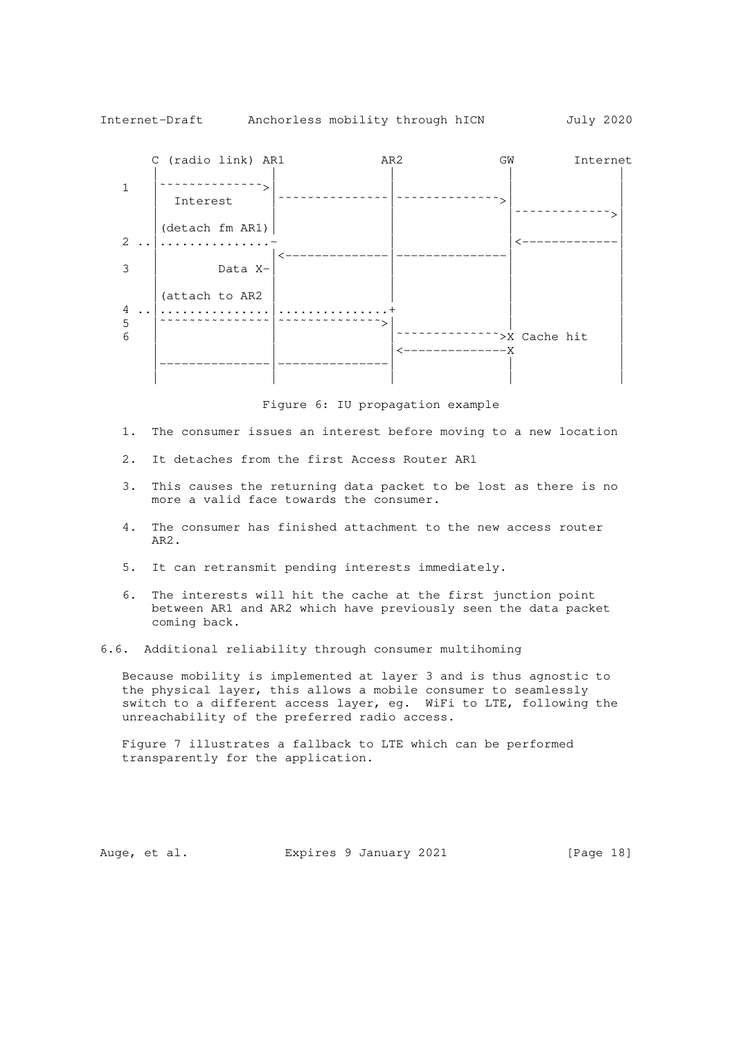```
       C (radio link) AR1            AR2            GW        Internet
       |                |              |              |              |
   1   |~~~~~~~~~~~~~~>|              |              |              |
       |  Interest      |~~~~~~~~~~~~~~|~~~~~~~~~~~~~>|              |
       |                |              |              |~~~~~~~~~~~~~>|
       |(detach fm AR1) |              |              |              |
   2 ..|...............-               |              |<-------------|
       |                |<-------------|--------------|              |
   3   |         Data X-|              |              |              |
       |                |              |              |              |
       |(attach to AR2  |              |              |              |
   4 ..|................|..............+              |              |
   5   |~~~~~~~~~~~~~~~|~~~~~~~~~~~~~>|              |              |
   6   |                |              |~~~~~~~~~~~~~>X Cache hit    |
       |                |              |<-------------X              |
       |----------------|--------------|              |              |
       |                |              |              |              |
```

Figure 6: IU propagation example

1. The consumer issues an interest before moving to a new location

2. It detaches from the first Access Router AR1

3. This causes the returning data packet to be lost as there is no more a valid face towards the consumer.

4. The consumer has finished attachment to the new access router AR2.

5. It can retransmit pending interests immediately.

6. The interests will hit the cache at the first junction point between AR1 and AR2 which have previously seen the data packet coming back.

## 6.6. Additional reliability through consumer multihoming

Because mobility is implemented at layer 3 and is thus agnostic to the physical layer, this allows a mobile consumer to seamlessly switch to a different access layer, eg. WiFi to LTE, following the unreachability of the preferred radio access.

Figure 7 illustrates a fallback to LTE which can be performed transparently for the application.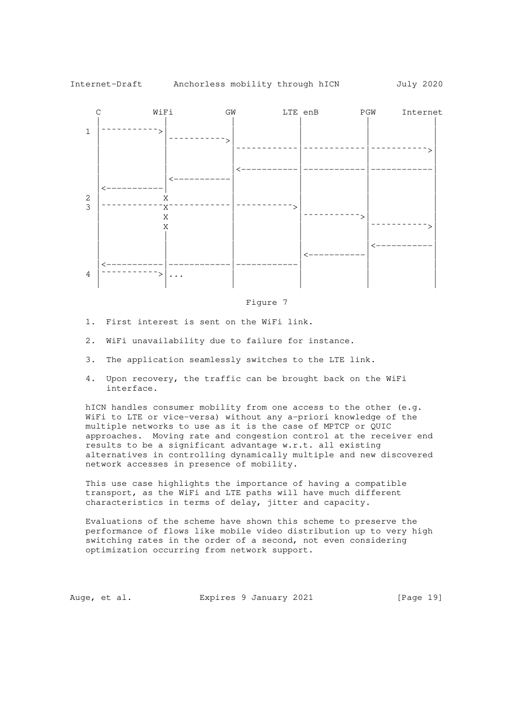```
   C          WiFi          GW         LTE enB        PGW     Internet
   |           |            |            |            |            |
 1 |~~~~~~~~~~>|            |            |            |            |
   |           |~~~~~~~~~~~>|            |            |            |
   |           |            |~~~~~~~~~~~~|~~~~~~~~~~~~|~~~~~~~~~~~>|
   |           |            |            |            |            |
   |           |            |<-----------|------------|------------|
   |           |<-----------|            |            |            |
   |<----------|            |            |            |            |
 2 |           X            |            |            |            |
 3 |~~~~~~~~~~~X~~~~~~~~~~~~|~~~~~~~~~~~>|            |            |
   |           X            |            |~~~~~~~~~~~>|            |
   |           X            |            |            |~~~~~~~~~~~>|
   |           |            |            |            |            |
   |           |            |            |            |<-----------|
   |           |            |            |<-----------|            |
   |<----------|------------|------------|            |            |
 4 |~~~~~~~~~~>|...         |            |            |            |
   |           |            |            |            |            |
```

Figure 7

1. First interest is sent on the WiFi link.

2. WiFi unavailability due to failure for instance.

3. The application seamlessly switches to the LTE link.

4. Upon recovery, the traffic can be brought back on the WiFi interface.

hICN handles consumer mobility from one access to the other (e.g. WiFi to LTE or vice-versa) without any a-priori knowledge of the multiple networks to use as it is the case of MPTCP or QUIC approaches. Moving rate and congestion control at the receiver end results to be a significant advantage w.r.t. all existing alternatives in controlling dynamically multiple and new discovered network accesses in presence of mobility.

This use case highlights the importance of having a compatible transport, as the WiFi and LTE paths will have much different characteristics in terms of delay, jitter and capacity.

Evaluations of the scheme have shown this scheme to preserve the performance of flows like mobile video distribution up to very high switching rates in the order of a second, not even considering optimization occurring from network support.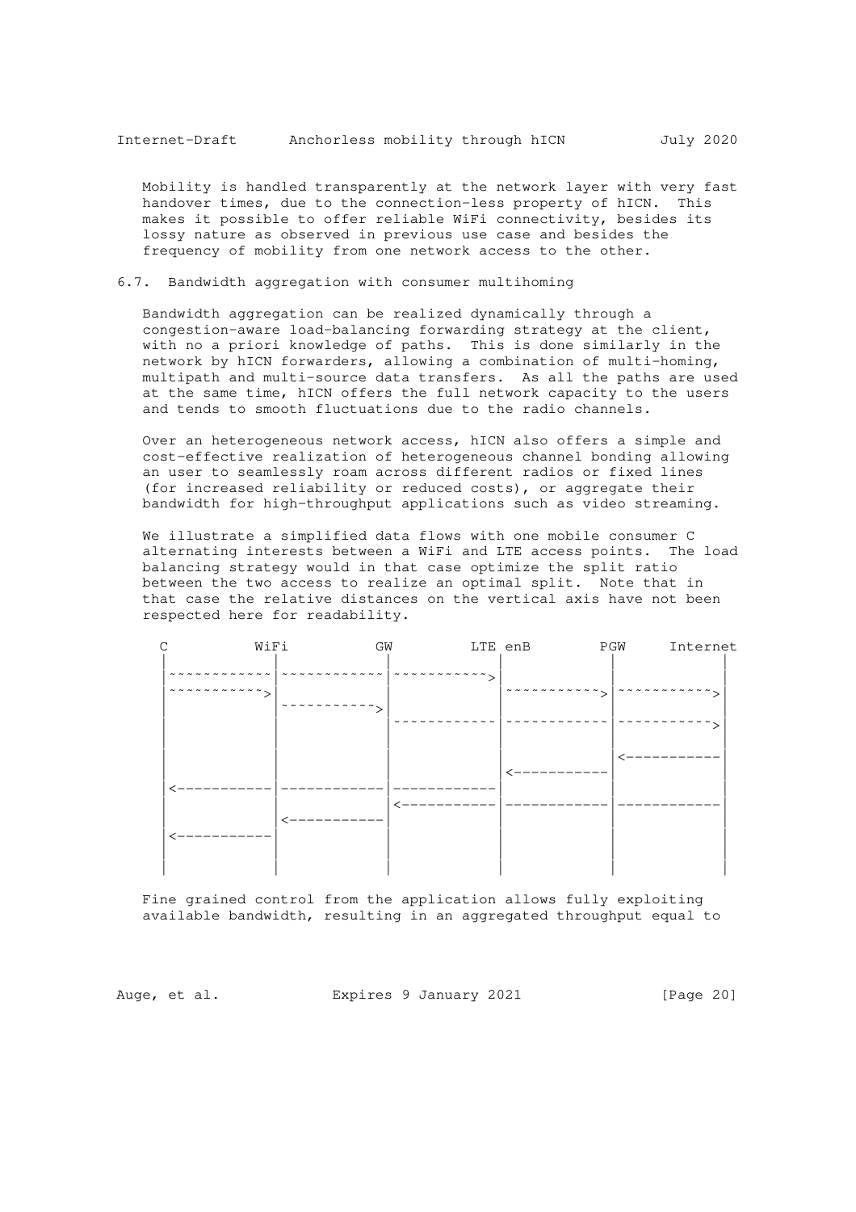Mobility is handled transparently at the network layer with very fast handover times, due to the connection-less property of hICN. This makes it possible to offer reliable WiFi connectivity, besides its lossy nature as observed in previous use case and besides the frequency of mobility from one network access to the other.

### 6.7. Bandwidth aggregation with consumer multihoming

Bandwidth aggregation can be realized dynamically through a congestion-aware load-balancing forwarding strategy at the client, with no a priori knowledge of paths. This is done similarly in the network by hICN forwarders, allowing a combination of multi-homing, multipath and multi-source data transfers. As all the paths are used at the same time, hICN offers the full network capacity to the users and tends to smooth fluctuations due to the radio channels.

Over an heterogeneous network access, hICN also offers a simple and cost-effective realization of heterogeneous channel bonding allowing an user to seamlessly roam across different radios or fixed lines (for increased reliability or reduced costs), or aggregate their bandwidth for high-throughput applications such as video streaming.

We illustrate a simplified data flows with one mobile consumer C alternating interests between a WiFi and LTE access points. The load balancing strategy would in that case optimize the split ratio between the two access to realize an optimal split. Note that in that case the relative distances on the vertical axis have not been respected here for readability.

```
 C          WiFi           GW         LTE enB        PGW     Internet
 |            |            |            |            |            |
 |~~~~~~~~~~~~|~~~~~~~~~~~~|~~~~~~~~~~~>|            |            |
 |~~~~~~~~~~~>|            |            |~~~~~~~~~~~>|~~~~~~~~~~~>|
 |            |~~~~~~~~~~~>|            |            |            |
 |            |            |~~~~~~~~~~~~|~~~~~~~~~~~~|~~~~~~~~~~~>|
 |            |            |            |            |            |
 |            |            |            |            |<-----------|
 |            |            |            |<-----------|            |
 |<-----------|------------|------------|            |            |
 |            |            |<-----------|------------|------------|
 |            |<-----------|            |            |            |
 |<-----------|            |            |            |            |
 |            |            |            |            |            |
 |            |            |            |            |            |
```

Fine grained control from the application allows fully exploiting available bandwidth, resulting in an aggregated throughput equal to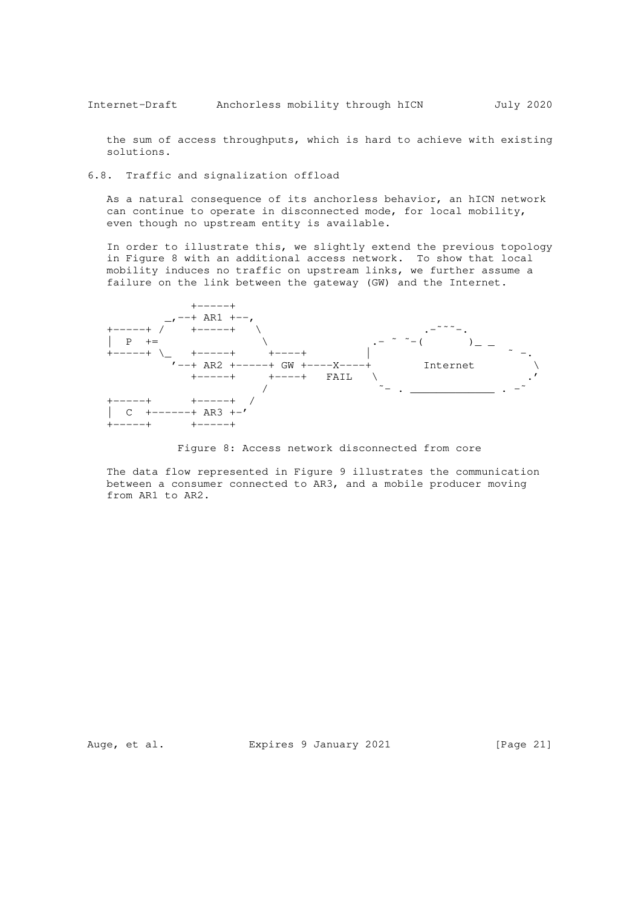the sum of access throughputs, which is hard to achieve with existing solutions.

### 6.8. Traffic and signalization offload

As a natural consequence of its anchorless behavior, an hICN network can continue to operate in disconnected mode, for local mobility, even though no upstream entity is available.

In order to illustrate this, we slightly extend the previous topology in Figure 8 with an additional access network. To show that local mobility induces no traffic on upstream links, we further assume a failure on the link between the gateway (GW) and the Internet.

```
              +-----+
           _,--+ AR1 +--,
+-----+ /     +-----+   \                          .-~~~-.
|  P  +=                  \                  .- ~ ~-(       )_ _
+-----+ \_    +-----+     +----+          |                     ~ -.
          '--+ AR2 +------+ GW +----X----+          Internet          \
              +-----+     +----+   FAIL   \                          .'
                          /                 ~- . _____________ . -~
+-----+       +-----+  /
|  C  +-------+ AR3 +-'
+-----+       +-----+
```

Figure 8: Access network disconnected from core

The data flow represented in Figure 9 illustrates the communication between a consumer connected to AR3, and a mobile producer moving from AR1 to AR2.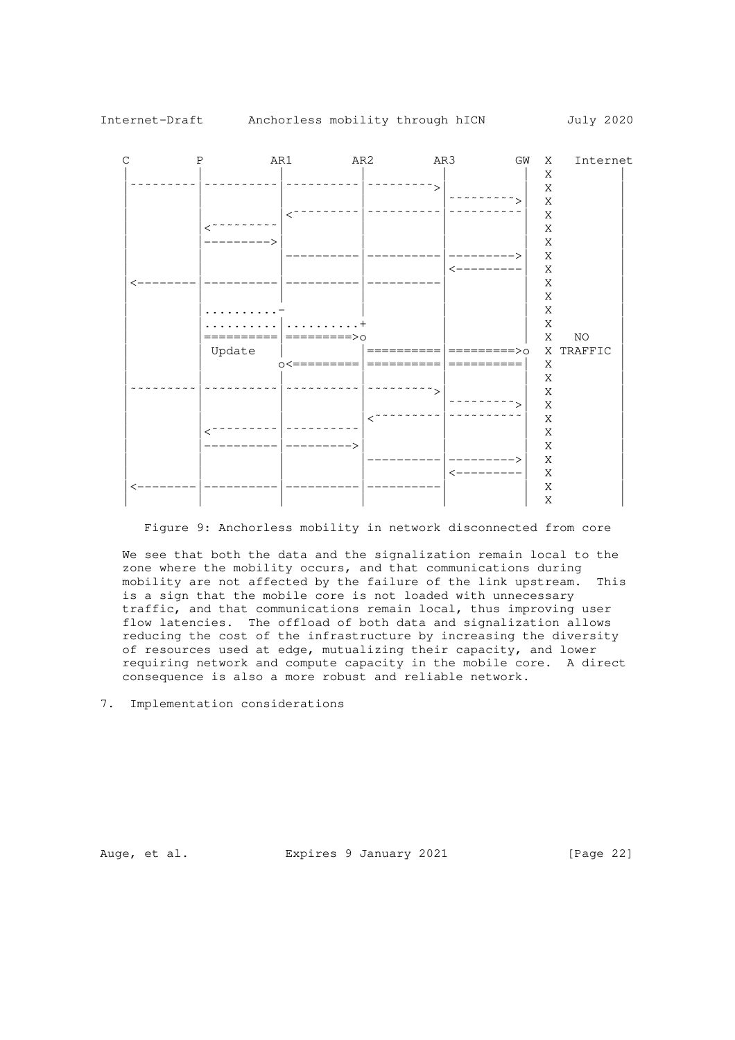```
    C         P          AR1        AR2        AR3        GW  X   Internet
    |         |          |          |          |          |   X          |
    |~~~~~~~~~|~~~~~~~~~~|~~~~~~~~~~|~~~~~~~~~>|          |   X          |
    |         |          |          |          |~~~~~~~~~>|   X          |
    |         |          |<~~~~~~~~~|~~~~~~~~~~|~~~~~~~~~~|   X          |
    |         |<~~~~~~~~~|          |          |          |   X          |
    |         |--------->|          |          |          |   X          |
    |         |          |----------|----------|--------->|   X          |
    |         |          |          |          |<---------|   X          |
    |<--------|----------|----------|----------|          |   X          |
    |         |          |          |          |          |   X          |
    |         |.........-           |          |          |   X          |
    |         |..........|.........+|          |          |   X          |
    |         |==========|=========>o          |          |   X   NO     |
    |         | Update   |          |==========|=========>o   X TRAFFIC  |
    |         |          o<=========|==========|==========|   X          |
    |         |          |          |          |          |   X          |
    |~~~~~~~~~|~~~~~~~~~~|~~~~~~~~~~|~~~~~~~~~>|          |   X          |
    |         |          |          |          |~~~~~~~~~>|   X          |
    |         |          |          |<~~~~~~~~~|~~~~~~~~~~|   X          |
    |         |<~~~~~~~~~|~~~~~~~~~~|          |          |   X          |
    |         |----------|--------->|          |          |   X          |
    |         |          |          |----------|--------->|   X          |
    |         |          |          |          |<---------|   X          |
    |<--------|----------|----------|----------|          |   X          |
    |         |          |          |          |          |   X          |
```

Figure 9: Anchorless mobility in network disconnected from core

We see that both the data and the signalization remain local to the zone where the mobility occurs, and that communications during mobility are not affected by the failure of the link upstream. This is a sign that the mobile core is not loaded with unnecessary traffic, and that communications remain local, thus improving user flow latencies. The offload of both data and signalization allows reducing the cost of the infrastructure by increasing the diversity of resources used at edge, mutualizing their capacity, and lower requiring network and compute capacity in the mobile core. A direct consequence is also a more robust and reliable network.

## 7. Implementation considerations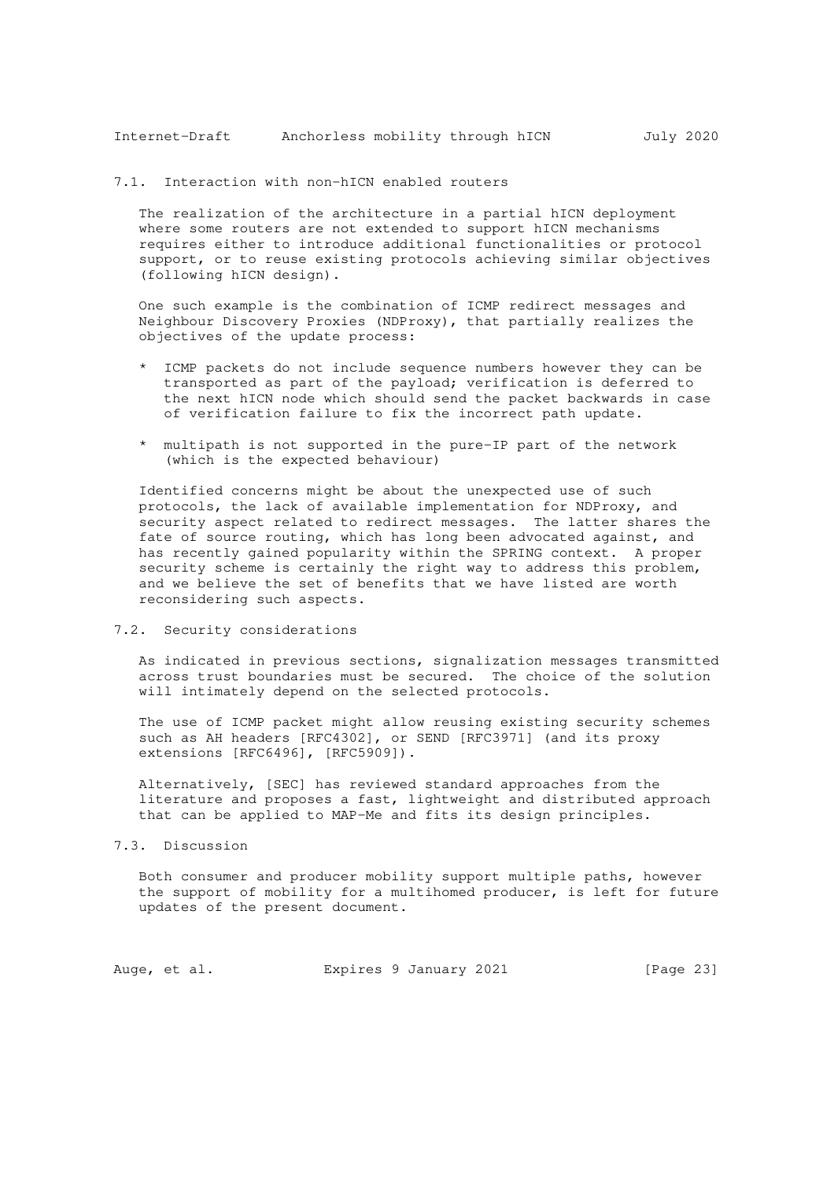### 7.1. Interaction with non-hICN enabled routers

The realization of the architecture in a partial hICN deployment where some routers are not extended to support hICN mechanisms requires either to introduce additional functionalities or protocol support, or to reuse existing protocols achieving similar objectives (following hICN design).

One such example is the combination of ICMP redirect messages and Neighbour Discovery Proxies (NDProxy), that partially realizes the objectives of the update process:

* ICMP packets do not include sequence numbers however they can be transported as part of the payload; verification is deferred to the next hICN node which should send the packet backwards in case of verification failure to fix the incorrect path update.

* multipath is not supported in the pure-IP part of the network (which is the expected behaviour)

Identified concerns might be about the unexpected use of such protocols, the lack of available implementation for NDProxy, and security aspect related to redirect messages. The latter shares the fate of source routing, which has long been advocated against, and has recently gained popularity within the SPRING context. A proper security scheme is certainly the right way to address this problem, and we believe the set of benefits that we have listed are worth reconsidering such aspects.

### 7.2. Security considerations

As indicated in previous sections, signalization messages transmitted across trust boundaries must be secured. The choice of the solution will intimately depend on the selected protocols.

The use of ICMP packet might allow reusing existing security schemes such as AH headers [RFC4302], or SEND [RFC3971] (and its proxy extensions [RFC6496], [RFC5909]).

Alternatively, [SEC] has reviewed standard approaches from the literature and proposes a fast, lightweight and distributed approach that can be applied to MAP-Me and fits its design principles.

### 7.3. Discussion

Both consumer and producer mobility support multiple paths, however the support of mobility for a multihomed producer, is left for future updates of the present document.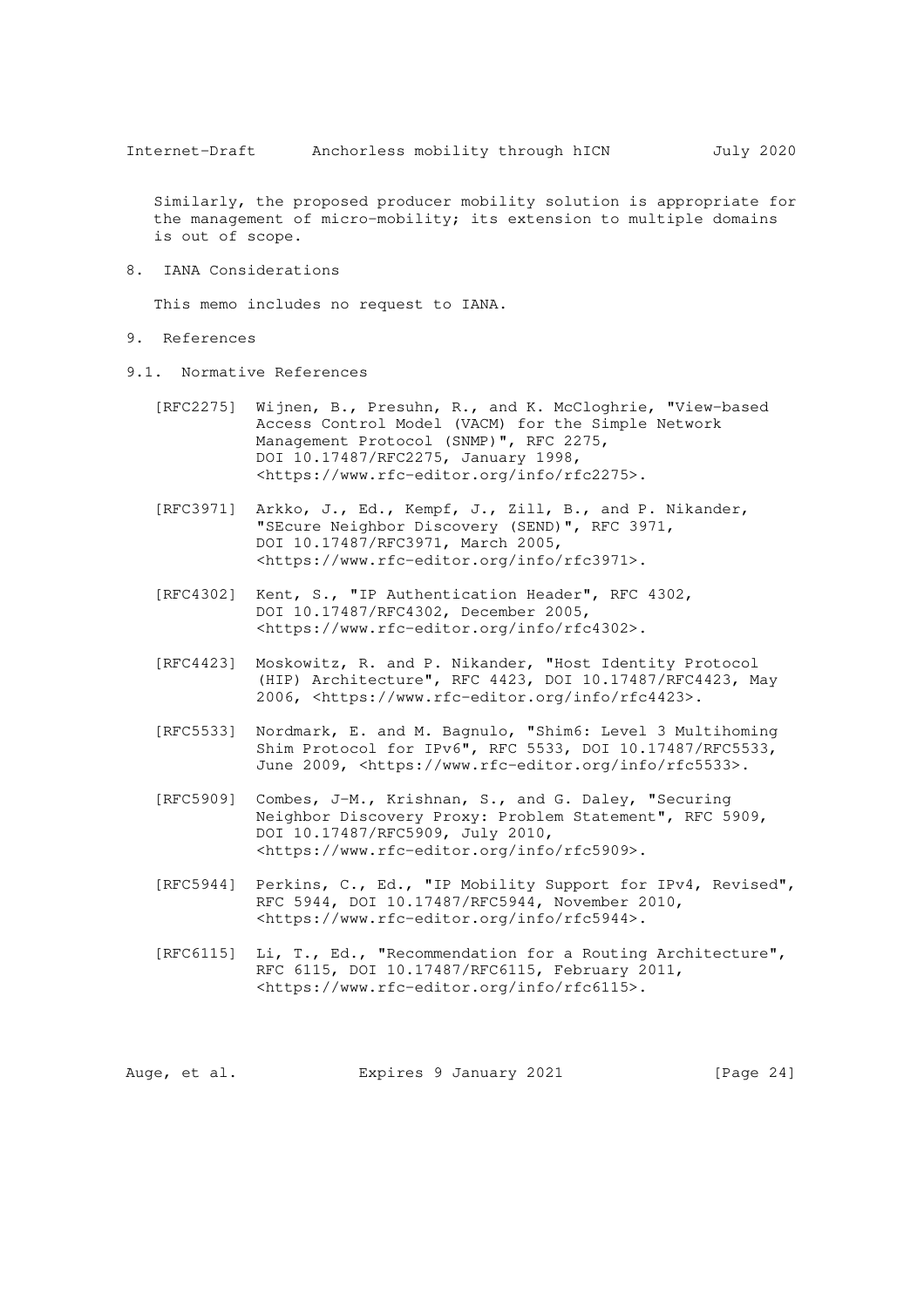Similarly, the proposed producer mobility solution is appropriate for the management of micro-mobility; its extension to multiple domains is out of scope.

## 8. IANA Considerations

This memo includes no request to IANA.

## 9. References

### 9.1. Normative References

[RFC2275] Wijnen, B., Presuhn, R., and K. McCloghrie, "View-based Access Control Model (VACM) for the Simple Network Management Protocol (SNMP)", RFC 2275, DOI 10.17487/RFC2275, January 1998, <https://www.rfc-editor.org/info/rfc2275>.

[RFC3971] Arkko, J., Ed., Kempf, J., Zill, B., and P. Nikander, "SEcure Neighbor Discovery (SEND)", RFC 3971, DOI 10.17487/RFC3971, March 2005, <https://www.rfc-editor.org/info/rfc3971>.

[RFC4302] Kent, S., "IP Authentication Header", RFC 4302, DOI 10.17487/RFC4302, December 2005, <https://www.rfc-editor.org/info/rfc4302>.

[RFC4423] Moskowitz, R. and P. Nikander, "Host Identity Protocol (HIP) Architecture", RFC 4423, DOI 10.17487/RFC4423, May 2006, <https://www.rfc-editor.org/info/rfc4423>.

[RFC5533] Nordmark, E. and M. Bagnulo, "Shim6: Level 3 Multihoming Shim Protocol for IPv6", RFC 5533, DOI 10.17487/RFC5533, June 2009, <https://www.rfc-editor.org/info/rfc5533>.

[RFC5909] Combes, J-M., Krishnan, S., and G. Daley, "Securing Neighbor Discovery Proxy: Problem Statement", RFC 5909, DOI 10.17487/RFC5909, July 2010, <https://www.rfc-editor.org/info/rfc5909>.

[RFC5944] Perkins, C., Ed., "IP Mobility Support for IPv4, Revised", RFC 5944, DOI 10.17487/RFC5944, November 2010, <https://www.rfc-editor.org/info/rfc5944>.

[RFC6115] Li, T., Ed., "Recommendation for a Routing Architecture", RFC 6115, DOI 10.17487/RFC6115, February 2011, <https://www.rfc-editor.org/info/rfc6115>.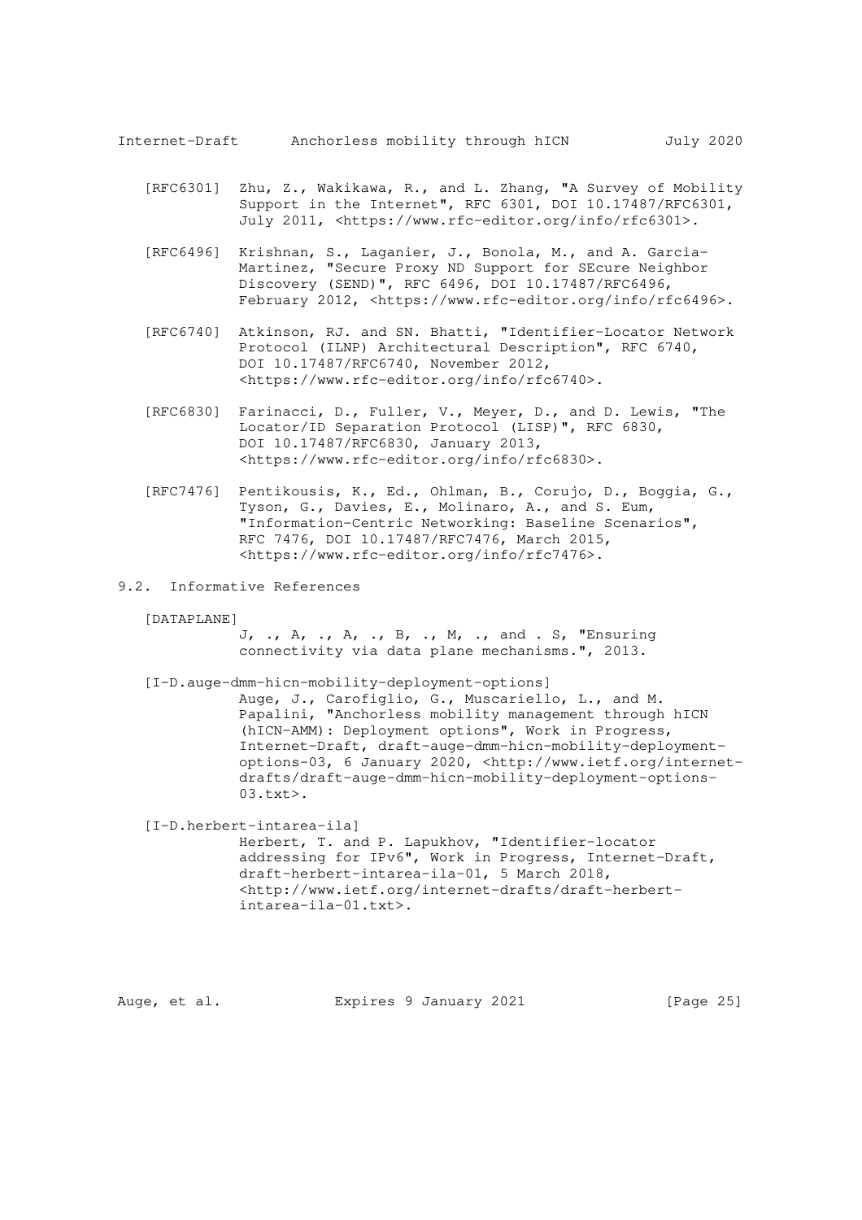[RFC6301] Zhu, Z., Wakikawa, R., and L. Zhang, "A Survey of Mobility Support in the Internet", RFC 6301, DOI 10.17487/RFC6301, July 2011, <https://www.rfc-editor.org/info/rfc6301>.

[RFC6496] Krishnan, S., Laganier, J., Bonola, M., and A. Garcia-Martinez, "Secure Proxy ND Support for SEcure Neighbor Discovery (SEND)", RFC 6496, DOI 10.17487/RFC6496, February 2012, <https://www.rfc-editor.org/info/rfc6496>.

[RFC6740] Atkinson, RJ. and SN. Bhatti, "Identifier-Locator Network Protocol (ILNP) Architectural Description", RFC 6740, DOI 10.17487/RFC6740, November 2012, <https://www.rfc-editor.org/info/rfc6740>.

[RFC6830] Farinacci, D., Fuller, V., Meyer, D., and D. Lewis, "The Locator/ID Separation Protocol (LISP)", RFC 6830, DOI 10.17487/RFC6830, January 2013, <https://www.rfc-editor.org/info/rfc6830>.

[RFC7476] Pentikousis, K., Ed., Ohlman, B., Corujo, D., Boggia, G., Tyson, G., Davies, E., Molinaro, A., and S. Eum, "Information-Centric Networking: Baseline Scenarios", RFC 7476, DOI 10.17487/RFC7476, March 2015, <https://www.rfc-editor.org/info/rfc7476>.

## 9.2. Informative References

[DATAPLANE] J, ., A, ., A, ., B, ., M, ., and . S, "Ensuring connectivity via data plane mechanisms.", 2013.

[I-D.auge-dmm-hicn-mobility-deployment-options] Auge, J., Carofiglio, G., Muscariello, L., and M. Papalini, "Anchorless mobility management through hICN (hICN-AMM): Deployment options", Work in Progress, Internet-Draft, draft-auge-dmm-hicn-mobility-deployment-options-03, 6 January 2020, <http://www.ietf.org/internet-drafts/draft-auge-dmm-hicn-mobility-deployment-options-03.txt>.

[I-D.herbert-intarea-ila] Herbert, T. and P. Lapukhov, "Identifier-locator addressing for IPv6", Work in Progress, Internet-Draft, draft-herbert-intarea-ila-01, 5 March 2018, <http://www.ietf.org/internet-drafts/draft-herbert-intarea-ila-01.txt>.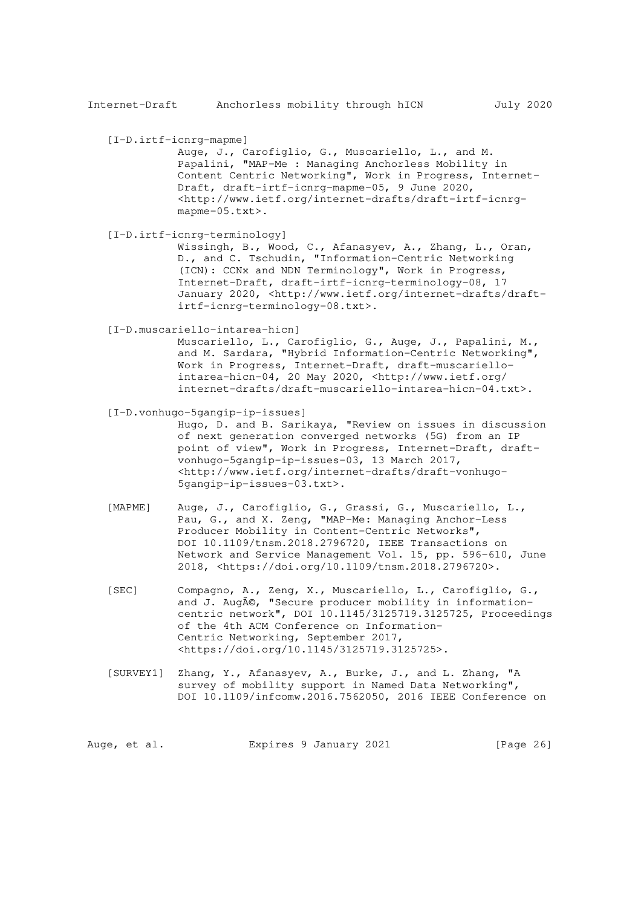[I-D.irtf-icnrg-mapme]
Auge, J., Carofiglio, G., Muscariello, L., and M. Papalini, "MAP-Me : Managing Anchorless Mobility in Content Centric Networking", Work in Progress, Internet-Draft, draft-irtf-icnrg-mapme-05, 9 June 2020, <http://www.ietf.org/internet-drafts/draft-irtf-icnrg-mapme-05.txt>.

[I-D.irtf-icnrg-terminology]
Wissingh, B., Wood, C., Afanasyev, A., Zhang, L., Oran, D., and C. Tschudin, "Information-Centric Networking (ICN): CCNx and NDN Terminology", Work in Progress, Internet-Draft, draft-irtf-icnrg-terminology-08, 17 January 2020, <http://www.ietf.org/internet-drafts/draft-irtf-icnrg-terminology-08.txt>.

[I-D.muscariello-intarea-hicn]
Muscariello, L., Carofiglio, G., Auge, J., Papalini, M., and M. Sardara, "Hybrid Information-Centric Networking", Work in Progress, Internet-Draft, draft-muscariello-intarea-hicn-04, 20 May 2020, <http://www.ietf.org/internet-drafts/draft-muscariello-intarea-hicn-04.txt>.

[I-D.vonhugo-5gangip-ip-issues]
Hugo, D. and B. Sarikaya, "Review on issues in discussion of next generation converged networks (5G) from an IP point of view", Work in Progress, Internet-Draft, draft-vonhugo-5gangip-ip-issues-03, 13 March 2017, <http://www.ietf.org/internet-drafts/draft-vonhugo-5gangip-ip-issues-03.txt>.

[MAPME] Auge, J., Carofiglio, G., Grassi, G., Muscariello, L., Pau, G., and X. Zeng, "MAP-Me: Managing Anchor-Less Producer Mobility in Content-Centric Networks", DOI 10.1109/tnsm.2018.2796720, IEEE Transactions on Network and Service Management Vol. 15, pp. 596-610, June 2018, <https://doi.org/10.1109/tnsm.2018.2796720>.

[SEC] Compagno, A., Zeng, X., Muscariello, L., Carofiglio, G., and J. AugÃ©, "Secure producer mobility in information-centric network", DOI 10.1145/3125719.3125725, Proceedings of the 4th ACM Conference on Information-Centric Networking, September 2017, <https://doi.org/10.1145/3125719.3125725>.

[SURVEY1] Zhang, Y., Afanasyev, A., Burke, J., and L. Zhang, "A survey of mobility support in Named Data Networking", DOI 10.1109/infcomw.2016.7562050, 2016 IEEE Conference on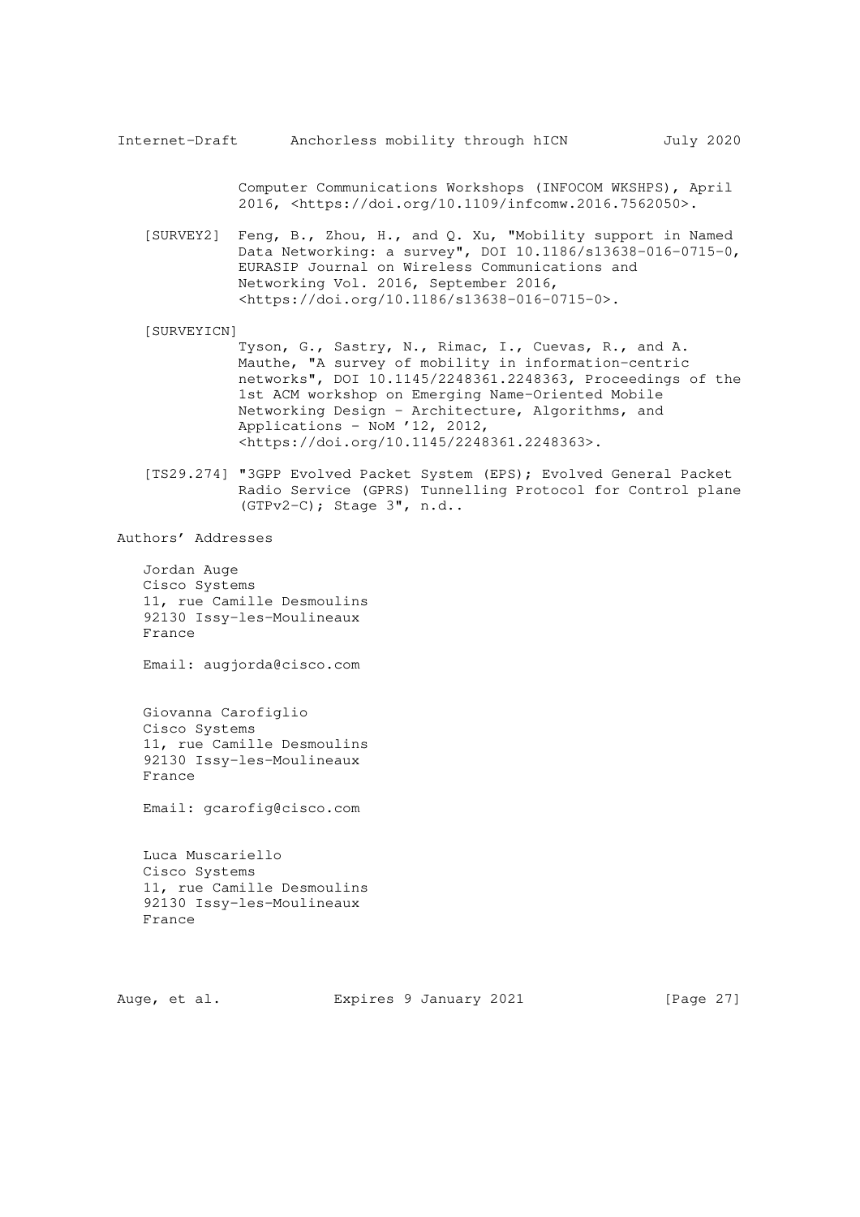Computer Communications Workshops (INFOCOM WKSHPS), April 2016, <https://doi.org/10.1109/infcomw.2016.7562050>.

[SURVEY2] Feng, B., Zhou, H., and Q. Xu, "Mobility support in Named Data Networking: a survey", DOI 10.1186/s13638-016-0715-0, EURASIP Journal on Wireless Communications and Networking Vol. 2016, September 2016, <https://doi.org/10.1186/s13638-016-0715-0>.

[SURVEYICN] Tyson, G., Sastry, N., Rimac, I., Cuevas, R., and A. Mauthe, "A survey of mobility in information-centric networks", DOI 10.1145/2248361.2248363, Proceedings of the 1st ACM workshop on Emerging Name-Oriented Mobile Networking Design - Architecture, Algorithms, and Applications - NoM '12, 2012, <https://doi.org/10.1145/2248361.2248363>.

[TS29.274] "3GPP Evolved Packet System (EPS); Evolved General Packet Radio Service (GPRS) Tunnelling Protocol for Control plane (GTPv2-C); Stage 3", n.d..

## Authors' Addresses

Jordan Auge
Cisco Systems
11, rue Camille Desmoulins
92130 Issy-les-Moulineaux
France

Email: augjorda@cisco.com

Giovanna Carofiglio
Cisco Systems
11, rue Camille Desmoulins
92130 Issy-les-Moulineaux
France

Email: gcarofig@cisco.com

Luca Muscariello
Cisco Systems
11, rue Camille Desmoulins
92130 Issy-les-Moulineaux
France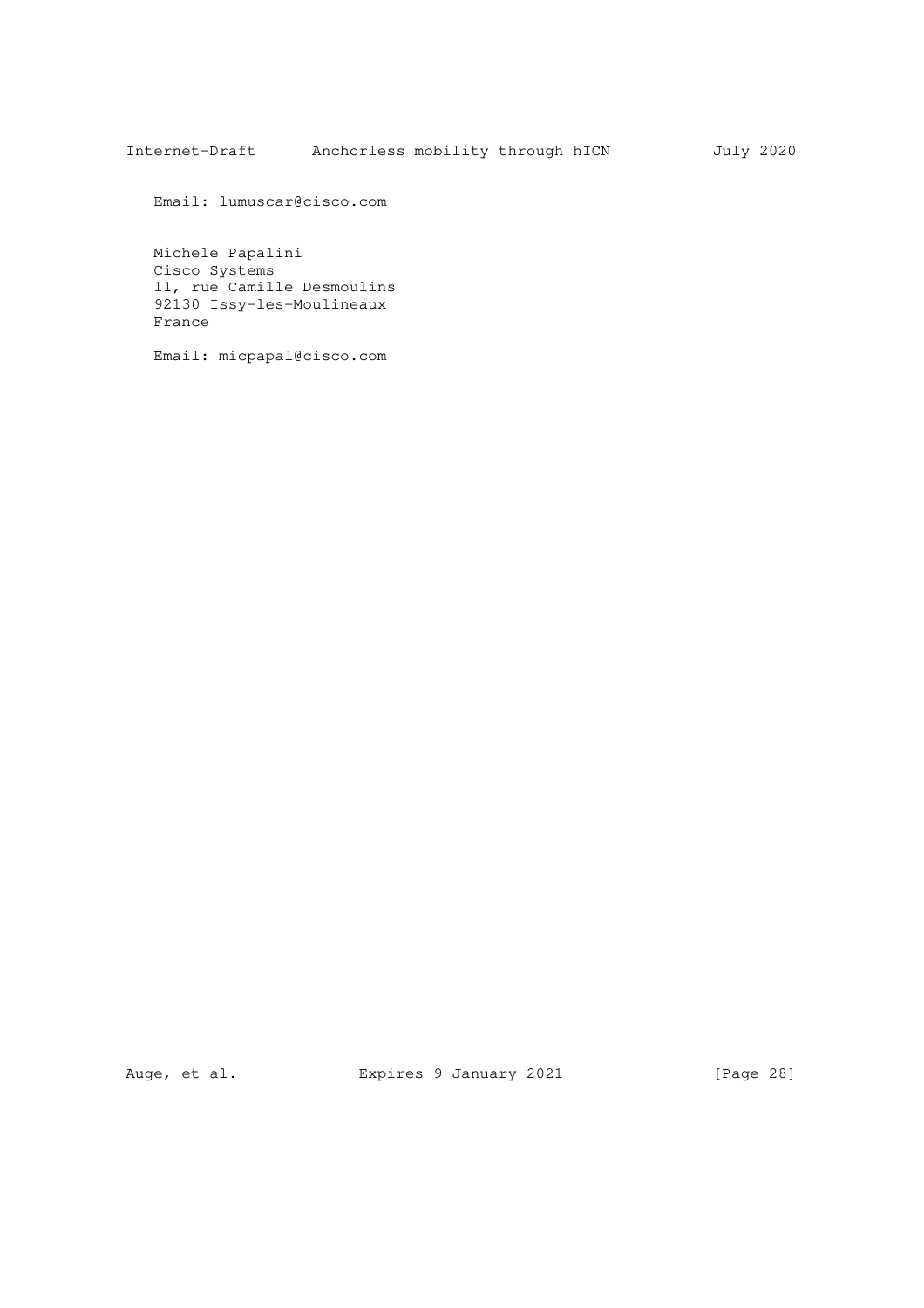Email: lumuscar@cisco.com

Michele Papalini
Cisco Systems
11, rue Camille Desmoulins
92130 Issy-les-Moulineaux
France

Email: micpapal@cisco.com